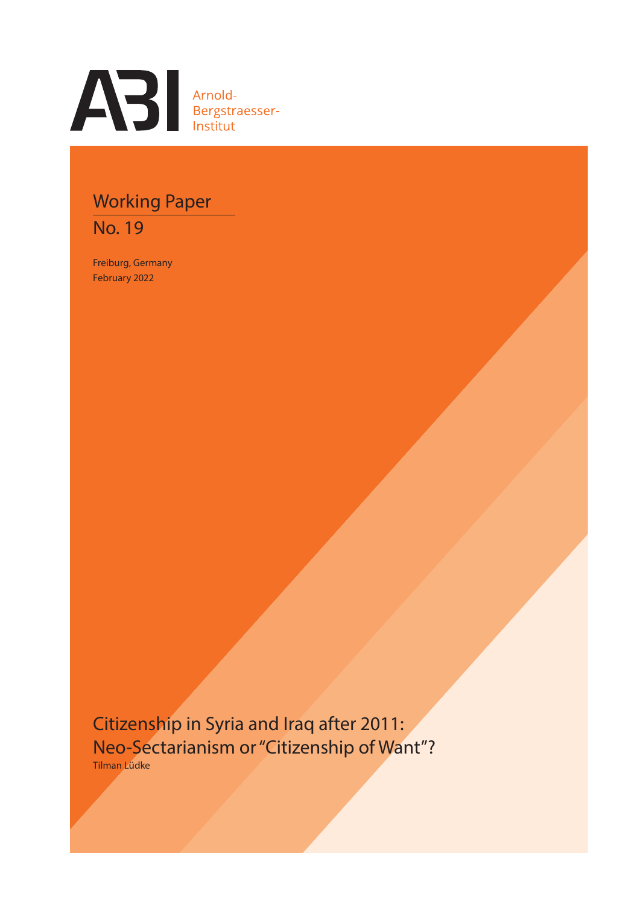Arnold-Bergstraesser-Institut

Working Paper

No. 19

Freiburg, Germany
February 2022

# Citizenship in Syria and Iraq after 2011: Neo-Sectarianism or "Citizenship of Want"?

Tilman Lüdke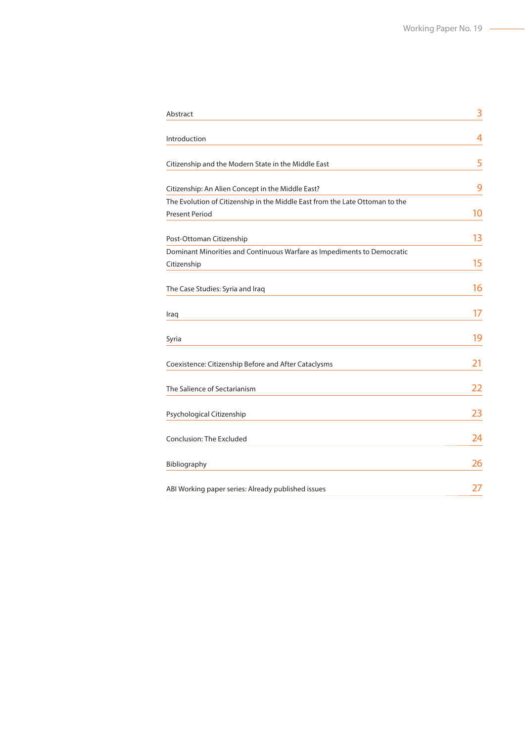| | |
|---|---|
| Abstract | 3 |
| Introduction | 4 |
| Citizenship and the Modern State in the Middle East | 5 |
| Citizenship: An Alien Concept in the Middle East? | 9 |
| The Evolution of Citizenship in the Middle East from the Late Ottoman to the Present Period | 10 |
| Post-Ottoman Citizenship | 13 |
| Dominant Minorities and Continuous Warfare as Impediments to Democratic Citizenship | 15 |
| The Case Studies: Syria and Iraq | 16 |
| Iraq | 17 |
| Syria | 19 |
| Coexistence: Citizenship Before and After Cataclysms | 21 |
| The Salience of Sectarianism | 22 |
| Psychological Citizenship | 23 |
| Conclusion: The Excluded | 24 |
| Bibliography | 26 |
| ABI Working paper series: Already published issues | 27 |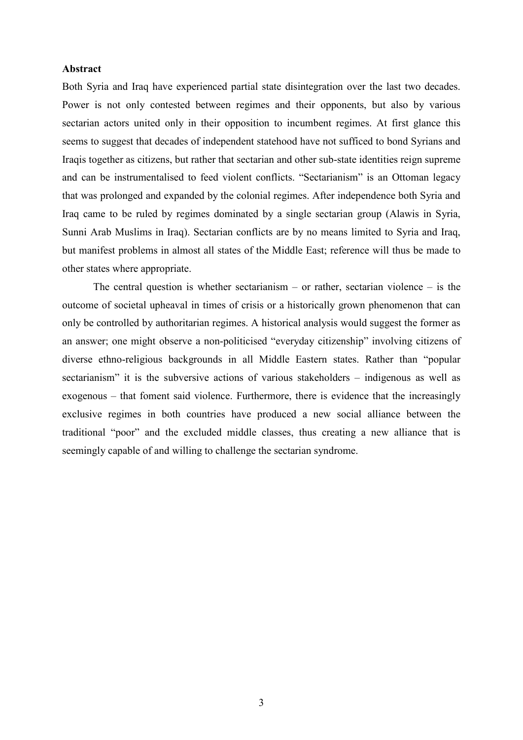**Abstract**

Both Syria and Iraq have experienced partial state disintegration over the last two decades. Power is not only contested between regimes and their opponents, but also by various sectarian actors united only in their opposition to incumbent regimes. At first glance this seems to suggest that decades of independent statehood have not sufficed to bond Syrians and Iraqis together as citizens, but rather that sectarian and other sub-state identities reign supreme and can be instrumentalised to feed violent conflicts. "Sectarianism" is an Ottoman legacy that was prolonged and expanded by the colonial regimes. After independence both Syria and Iraq came to be ruled by regimes dominated by a single sectarian group (Alawis in Syria, Sunni Arab Muslims in Iraq). Sectarian conflicts are by no means limited to Syria and Iraq, but manifest problems in almost all states of the Middle East; reference will thus be made to other states where appropriate.

The central question is whether sectarianism – or rather, sectarian violence – is the outcome of societal upheaval in times of crisis or a historically grown phenomenon that can only be controlled by authoritarian regimes. A historical analysis would suggest the former as an answer; one might observe a non-politicised "everyday citizenship" involving citizens of diverse ethno-religious backgrounds in all Middle Eastern states. Rather than "popular sectarianism" it is the subversive actions of various stakeholders – indigenous as well as exogenous – that foment said violence. Furthermore, there is evidence that the increasingly exclusive regimes in both countries have produced a new social alliance between the traditional "poor" and the excluded middle classes, thus creating a new alliance that is seemingly capable of and willing to challenge the sectarian syndrome.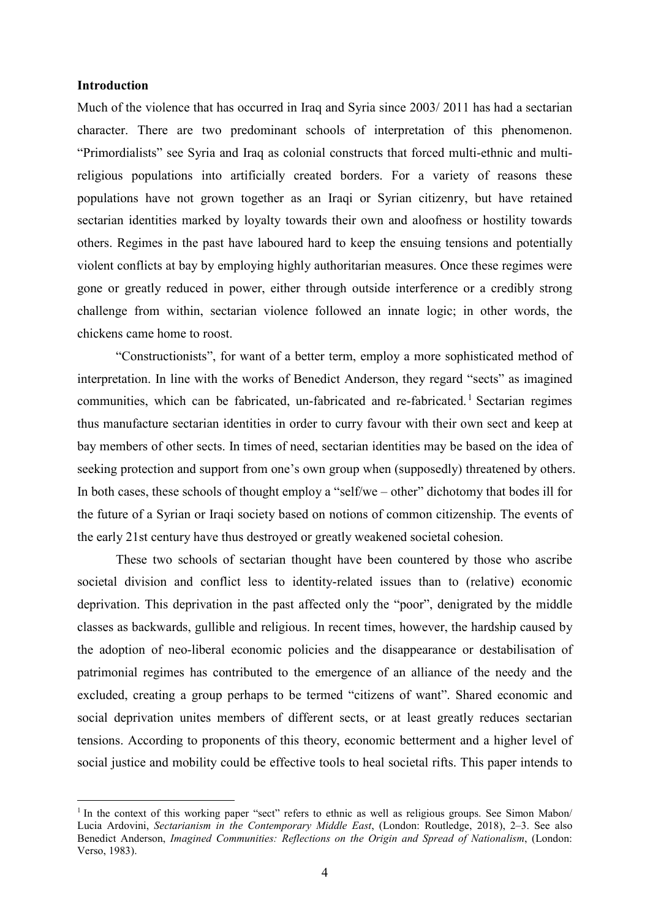## Introduction

Much of the violence that has occurred in Iraq and Syria since 2003/ 2011 has had a sectarian character. There are two predominant schools of interpretation of this phenomenon. "Primordialists" see Syria and Iraq as colonial constructs that forced multi-ethnic and multi-religious populations into artificially created borders. For a variety of reasons these populations have not grown together as an Iraqi or Syrian citizenry, but have retained sectarian identities marked by loyalty towards their own and aloofness or hostility towards others. Regimes in the past have laboured hard to keep the ensuing tensions and potentially violent conflicts at bay by employing highly authoritarian measures. Once these regimes were gone or greatly reduced in power, either through outside interference or a credibly strong challenge from within, sectarian violence followed an innate logic; in other words, the chickens came home to roost.

"Constructionists", for want of a better term, employ a more sophisticated method of interpretation. In line with the works of Benedict Anderson, they regard "sects" as imagined communities, which can be fabricated, un-fabricated and re-fabricated.[1] Sectarian regimes thus manufacture sectarian identities in order to curry favour with their own sect and keep at bay members of other sects. In times of need, sectarian identities may be based on the idea of seeking protection and support from one's own group when (supposedly) threatened by others. In both cases, these schools of thought employ a "self/we – other" dichotomy that bodes ill for the future of a Syrian or Iraqi society based on notions of common citizenship. The events of the early 21st century have thus destroyed or greatly weakened societal cohesion.

These two schools of sectarian thought have been countered by those who ascribe societal division and conflict less to identity-related issues than to (relative) economic deprivation. This deprivation in the past affected only the "poor", denigrated by the middle classes as backwards, gullible and religious. In recent times, however, the hardship caused by the adoption of neo-liberal economic policies and the disappearance or destabilisation of patrimonial regimes has contributed to the emergence of an alliance of the needy and the excluded, creating a group perhaps to be termed "citizens of want". Shared economic and social deprivation unites members of different sects, or at least greatly reduces sectarian tensions. According to proponents of this theory, economic betterment and a higher level of social justice and mobility could be effective tools to heal societal rifts. This paper intends to

---

[1] In the context of this working paper "sect" refers to ethnic as well as religious groups. See Simon Mabon/ Lucia Ardovini, *Sectarianism in the Contemporary Middle East*, (London: Routledge, 2018), 2–3. See also Benedict Anderson, *Imagined Communities: Reflections on the Origin and Spread of Nationalism*, (London: Verso, 1983).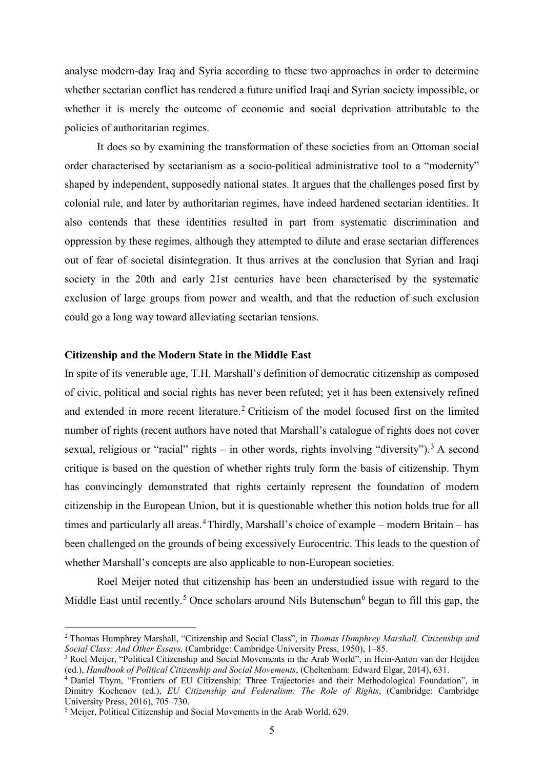analyse modern-day Iraq and Syria according to these two approaches in order to determine whether sectarian conflict has rendered a future unified Iraqi and Syrian society impossible, or whether it is merely the outcome of economic and social deprivation attributable to the policies of authoritarian regimes.

It does so by examining the transformation of these societies from an Ottoman social order characterised by sectarianism as a socio-political administrative tool to a "modernity" shaped by independent, supposedly national states. It argues that the challenges posed first by colonial rule, and later by authoritarian regimes, have indeed hardened sectarian identities. It also contends that these identities resulted in part from systematic discrimination and oppression by these regimes, although they attempted to dilute and erase sectarian differences out of fear of societal disintegration. It thus arrives at the conclusion that Syrian and Iraqi society in the 20th and early 21st centuries have been characterised by the systematic exclusion of large groups from power and wealth, and that the reduction of such exclusion could go a long way toward alleviating sectarian tensions.

**Citizenship and the Modern State in the Middle East**

In spite of its venerable age, T.H. Marshall's definition of democratic citizenship as composed of civic, political and social rights has never been refuted; yet it has been extensively refined and extended in more recent literature.[2] Criticism of the model focused first on the limited number of rights (recent authors have noted that Marshall's catalogue of rights does not cover sexual, religious or "racial" rights – in other words, rights involving "diversity").[3] A second critique is based on the question of whether rights truly form the basis of citizenship. Thym has convincingly demonstrated that rights certainly represent the foundation of modern citizenship in the European Union, but it is questionable whether this notion holds true for all times and particularly all areas.[4] Thirdly, Marshall's choice of example – modern Britain – has been challenged on the grounds of being excessively Eurocentric. This leads to the question of whether Marshall's concepts are also applicable to non-European societies.

Roel Meijer noted that citizenship has been an understudied issue with regard to the Middle East until recently.[5] Once scholars around Nils Butenschøn[6] began to fill this gap, the

---

[2] Thomas Humphrey Marshall, "Citizenship and Social Class", in *Thomas Humphrey Marshall, Citizenship and Social Class: And Other Essays,* (Cambridge: Cambridge University Press, 1950), 1–85.

[3] Roel Meijer, "Political Citizenship and Social Movements in the Arab World", in Hein-Anton van der Heijden (ed.), *Handbook of Political Citizenship and Social Movements*, (Cheltenham: Edward Elgar, 2014), 631.

[4] Daniel Thym, "Frontiers of EU Citizenship: Three Trajectories and their Methodological Foundation", in Dimitry Kochenov (ed.), *EU Citizenship and Federalism: The Role of Rights*, (Cambridge: Cambridge University Press, 2016), 705–730.

[5] Meijer, Political Citizenship and Social Movements in the Arab World, 629.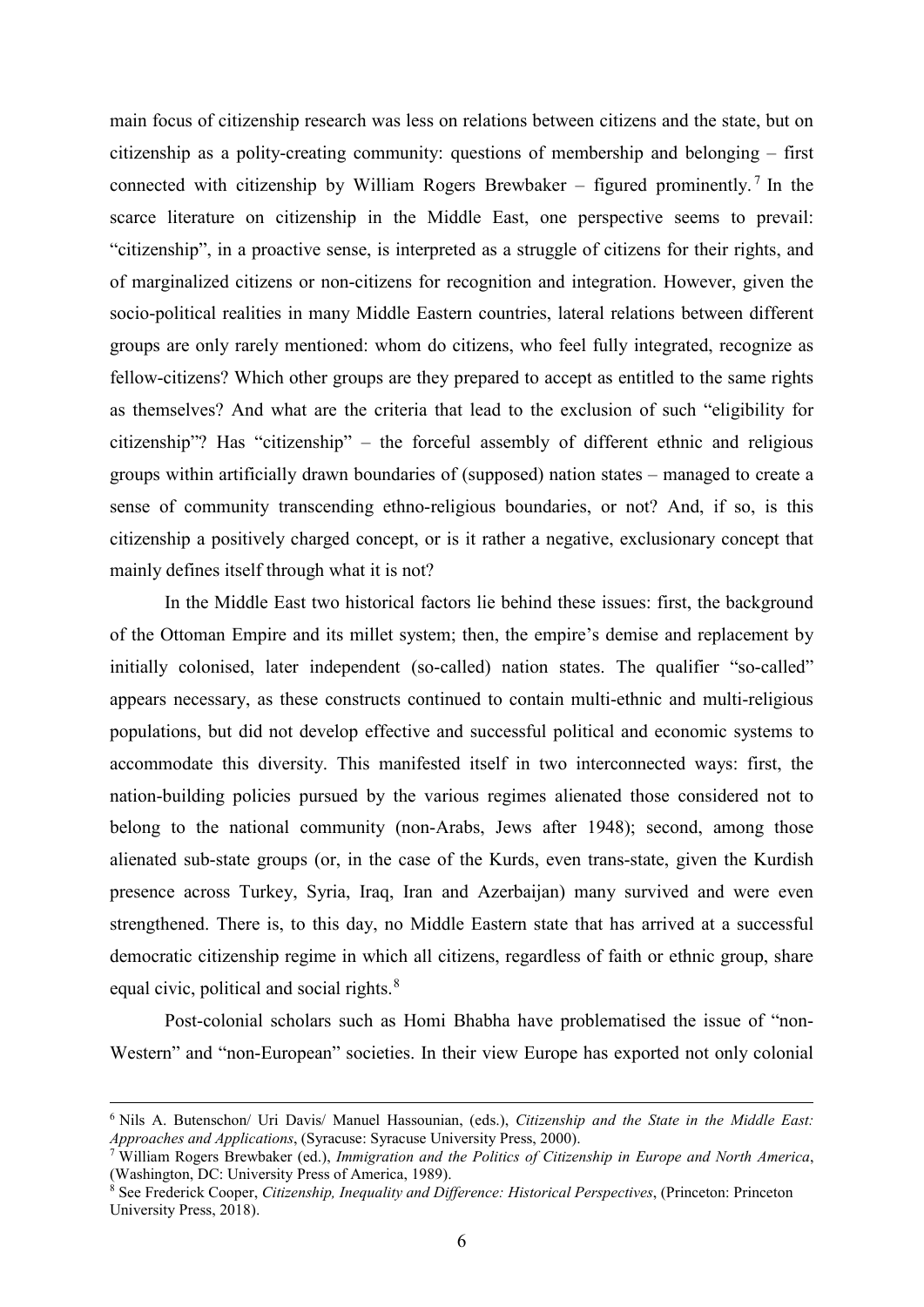main focus of citizenship research was less on relations between citizens and the state, but on citizenship as a polity-creating community: questions of membership and belonging – first connected with citizenship by William Rogers Brewbaker – figured prominently.[7] In the scarce literature on citizenship in the Middle East, one perspective seems to prevail: "citizenship", in a proactive sense, is interpreted as a struggle of citizens for their rights, and of marginalized citizens or non-citizens for recognition and integration. However, given the socio-political realities in many Middle Eastern countries, lateral relations between different groups are only rarely mentioned: whom do citizens, who feel fully integrated, recognize as fellow-citizens? Which other groups are they prepared to accept as entitled to the same rights as themselves? And what are the criteria that lead to the exclusion of such "eligibility for citizenship"? Has "citizenship" – the forceful assembly of different ethnic and religious groups within artificially drawn boundaries of (supposed) nation states – managed to create a sense of community transcending ethno-religious boundaries, or not? And, if so, is this citizenship a positively charged concept, or is it rather a negative, exclusionary concept that mainly defines itself through what it is not?

In the Middle East two historical factors lie behind these issues: first, the background of the Ottoman Empire and its millet system; then, the empire's demise and replacement by initially colonised, later independent (so-called) nation states. The qualifier "so-called" appears necessary, as these constructs continued to contain multi-ethnic and multi-religious populations, but did not develop effective and successful political and economic systems to accommodate this diversity. This manifested itself in two interconnected ways: first, the nation-building policies pursued by the various regimes alienated those considered not to belong to the national community (non-Arabs, Jews after 1948); second, among those alienated sub-state groups (or, in the case of the Kurds, even trans-state, given the Kurdish presence across Turkey, Syria, Iraq, Iran and Azerbaijan) many survived and were even strengthened. There is, to this day, no Middle Eastern state that has arrived at a successful democratic citizenship regime in which all citizens, regardless of faith or ethnic group, share equal civic, political and social rights.[8]

Post-colonial scholars such as Homi Bhabha have problematised the issue of "non-Western" and "non-European" societies. In their view Europe has exported not only colonial

---

[6] Nils A. Butenschon/ Uri Davis/ Manuel Hassounian, (eds.), *Citizenship and the State in the Middle East: Approaches and Applications*, (Syracuse: Syracuse University Press, 2000).

[7] William Rogers Brewbaker (ed.), *Immigration and the Politics of Citizenship in Europe and North America*, (Washington, DC: University Press of America, 1989).

[8] See Frederick Cooper, *Citizenship, Inequality and Difference: Historical Perspectives*, (Princeton: Princeton University Press, 2018).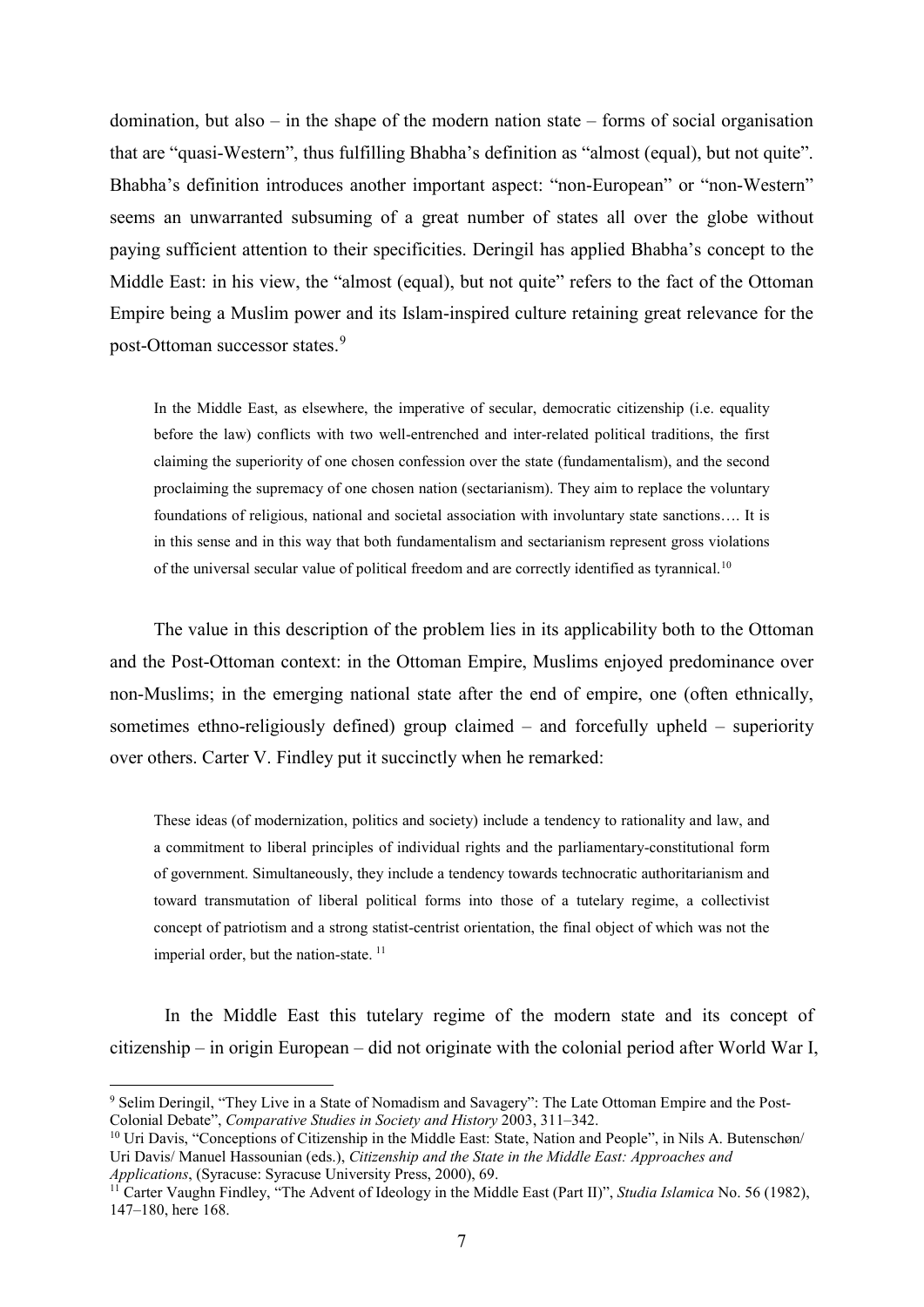domination, but also – in the shape of the modern nation state – forms of social organisation that are "quasi-Western", thus fulfilling Bhabha's definition as "almost (equal), but not quite". Bhabha's definition introduces another important aspect: "non-European" or "non-Western" seems an unwarranted subsuming of a great number of states all over the globe without paying sufficient attention to their specificities. Deringil has applied Bhabha's concept to the Middle East: in his view, the "almost (equal), but not quite" refers to the fact of the Ottoman Empire being a Muslim power and its Islam-inspired culture retaining great relevance for the post-Ottoman successor states.[9]

> In the Middle East, as elsewhere, the imperative of secular, democratic citizenship (i.e. equality before the law) conflicts with two well-entrenched and inter-related political traditions, the first claiming the superiority of one chosen confession over the state (fundamentalism), and the second proclaiming the supremacy of one chosen nation (sectarianism). They aim to replace the voluntary foundations of religious, national and societal association with involuntary state sanctions…. It is in this sense and in this way that both fundamentalism and sectarianism represent gross violations of the universal secular value of political freedom and are correctly identified as tyrannical.[10]

The value in this description of the problem lies in its applicability both to the Ottoman and the Post-Ottoman context: in the Ottoman Empire, Muslims enjoyed predominance over non-Muslims; in the emerging national state after the end of empire, one (often ethnically, sometimes ethno-religiously defined) group claimed – and forcefully upheld – superiority over others. Carter V. Findley put it succinctly when he remarked:

> These ideas (of modernization, politics and society) include a tendency to rationality and law, and a commitment to liberal principles of individual rights and the parliamentary-constitutional form of government. Simultaneously, they include a tendency towards technocratic authoritarianism and toward transmutation of liberal political forms into those of a tutelary regime, a collectivist concept of patriotism and a strong statist-centrist orientation, the final object of which was not the imperial order, but the nation-state.[11]

In the Middle East this tutelary regime of the modern state and its concept of citizenship – in origin European – did not originate with the colonial period after World War I,

---

[9] Selim Deringil, "They Live in a State of Nomadism and Savagery": The Late Ottoman Empire and the Post-Colonial Debate", *Comparative Studies in Society and History* 2003, 311–342.

[10] Uri Davis, "Conceptions of Citizenship in the Middle East: State, Nation and People", in Nils A. Butenschøn/ Uri Davis/ Manuel Hassounian (eds.), *Citizenship and the State in the Middle East: Approaches and Applications*, (Syracuse: Syracuse University Press, 2000), 69.

[11] Carter Vaughn Findley, "The Advent of Ideology in the Middle East (Part II)", *Studia Islamica* No. 56 (1982), 147–180, here 168.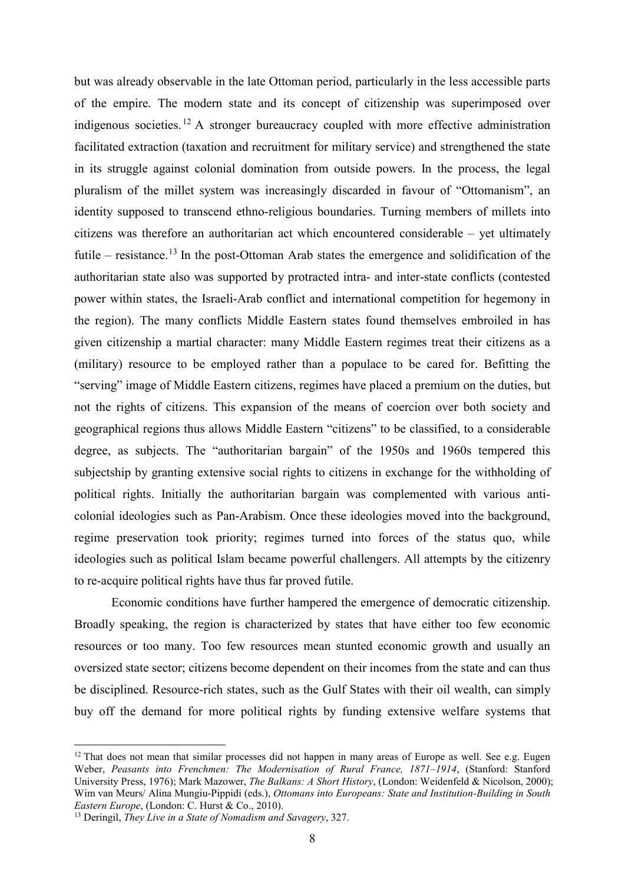but was already observable in the late Ottoman period, particularly in the less accessible parts of the empire. The modern state and its concept of citizenship was superimposed over indigenous societies.[12] A stronger bureaucracy coupled with more effective administration facilitated extraction (taxation and recruitment for military service) and strengthened the state in its struggle against colonial domination from outside powers. In the process, the legal pluralism of the millet system was increasingly discarded in favour of "Ottomanism", an identity supposed to transcend ethno-religious boundaries. Turning members of millets into citizens was therefore an authoritarian act which encountered considerable – yet ultimately futile – resistance.[13] In the post-Ottoman Arab states the emergence and solidification of the authoritarian state also was supported by protracted intra- and inter-state conflicts (contested power within states, the Israeli-Arab conflict and international competition for hegemony in the region). The many conflicts Middle Eastern states found themselves embroiled in has given citizenship a martial character: many Middle Eastern regimes treat their citizens as a (military) resource to be employed rather than a populace to be cared for. Befitting the "serving" image of Middle Eastern citizens, regimes have placed a premium on the duties, but not the rights of citizens. This expansion of the means of coercion over both society and geographical regions thus allows Middle Eastern "citizens" to be classified, to a considerable degree, as subjects. The "authoritarian bargain" of the 1950s and 1960s tempered this subjectship by granting extensive social rights to citizens in exchange for the withholding of political rights. Initially the authoritarian bargain was complemented with various anti-colonial ideologies such as Pan-Arabism. Once these ideologies moved into the background, regime preservation took priority; regimes turned into forces of the status quo, while ideologies such as political Islam became powerful challengers. All attempts by the citizenry to re-acquire political rights have thus far proved futile.

Economic conditions have further hampered the emergence of democratic citizenship. Broadly speaking, the region is characterized by states that have either too few economic resources or too many. Too few resources mean stunted economic growth and usually an oversized state sector; citizens become dependent on their incomes from the state and can thus be disciplined. Resource-rich states, such as the Gulf States with their oil wealth, can simply buy off the demand for more political rights by funding extensive welfare systems that

---

[12] That does not mean that similar processes did not happen in many areas of Europe as well. See e.g. Eugen Weber, *Peasants into Frenchmen: The Modernisation of Rural France, 1871–1914*, (Stanford: Stanford University Press, 1976); Mark Mazower, *The Balkans: A Short History*, (London: Weidenfeld & Nicolson, 2000); Wim van Meurs/ Alina Mungiu-Pippidi (eds.), *Ottomans into Europeans: State and Institution-Building in South Eastern Europe*, (London: C. Hurst & Co., 2010).

[13] Deringil, *They Live in a State of Nomadism and Savagery*, 327.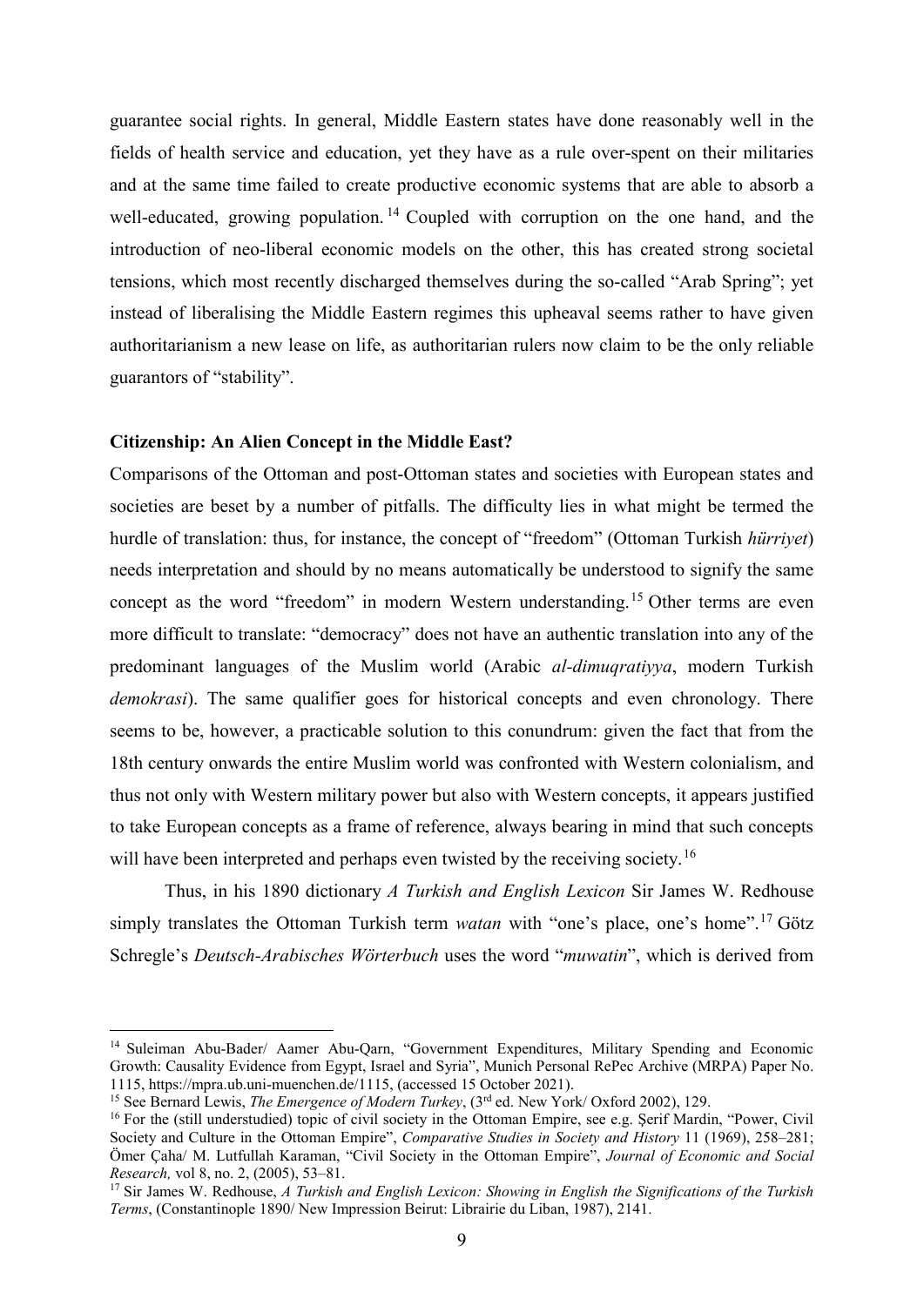guarantee social rights. In general, Middle Eastern states have done reasonably well in the fields of health service and education, yet they have as a rule over-spent on their militaries and at the same time failed to create productive economic systems that are able to absorb a well-educated, growing population.[14] Coupled with corruption on the one hand, and the introduction of neo-liberal economic models on the other, this has created strong societal tensions, which most recently discharged themselves during the so-called "Arab Spring"; yet instead of liberalising the Middle Eastern regimes this upheaval seems rather to have given authoritarianism a new lease on life, as authoritarian rulers now claim to be the only reliable guarantors of "stability".

**Citizenship: An Alien Concept in the Middle East?**

Comparisons of the Ottoman and post-Ottoman states and societies with European states and societies are beset by a number of pitfalls. The difficulty lies in what might be termed the hurdle of translation: thus, for instance, the concept of "freedom" (Ottoman Turkish *hürriyet*) needs interpretation and should by no means automatically be understood to signify the same concept as the word "freedom" in modern Western understanding.[15] Other terms are even more difficult to translate: "democracy" does not have an authentic translation into any of the predominant languages of the Muslim world (Arabic *al-dimuqratiyya*, modern Turkish *demokrasi*). The same qualifier goes for historical concepts and even chronology. There seems to be, however, a practicable solution to this conundrum: given the fact that from the 18th century onwards the entire Muslim world was confronted with Western colonialism, and thus not only with Western military power but also with Western concepts, it appears justified to take European concepts as a frame of reference, always bearing in mind that such concepts will have been interpreted and perhaps even twisted by the receiving society.[16]

Thus, in his 1890 dictionary *A Turkish and English Lexicon* Sir James W. Redhouse simply translates the Ottoman Turkish term *watan* with "one's place, one's home".[17] Götz Schregle's *Deutsch-Arabisches Wörterbuch* uses the word "*muwatin*", which is derived from

---

[14] Suleiman Abu-Bader/ Aamer Abu-Qarn, "Government Expenditures, Military Spending and Economic Growth: Causality Evidence from Egypt, Israel and Syria", Munich Personal RePec Archive (MRPA) Paper No. 1115, https://mpra.ub.uni-muenchen.de/1115, (accessed 15 October 2021).

[15] See Bernard Lewis, *The Emergence of Modern Turkey*, (3rd ed. New York/ Oxford 2002), 129.

[16] For the (still understudied) topic of civil society in the Ottoman Empire, see e.g. Şerif Mardin, "Power, Civil Society and Culture in the Ottoman Empire", *Comparative Studies in Society and History* 11 (1969), 258–281; Ömer Çaha/ M. Lutfullah Karaman, "Civil Society in the Ottoman Empire", *Journal of Economic and Social Research,* vol 8, no. 2, (2005), 53–81.

[17] Sir James W. Redhouse, *A Turkish and English Lexicon: Showing in English the Significations of the Turkish Terms*, (Constantinople 1890/ New Impression Beirut: Librairie du Liban, 1987), 2141.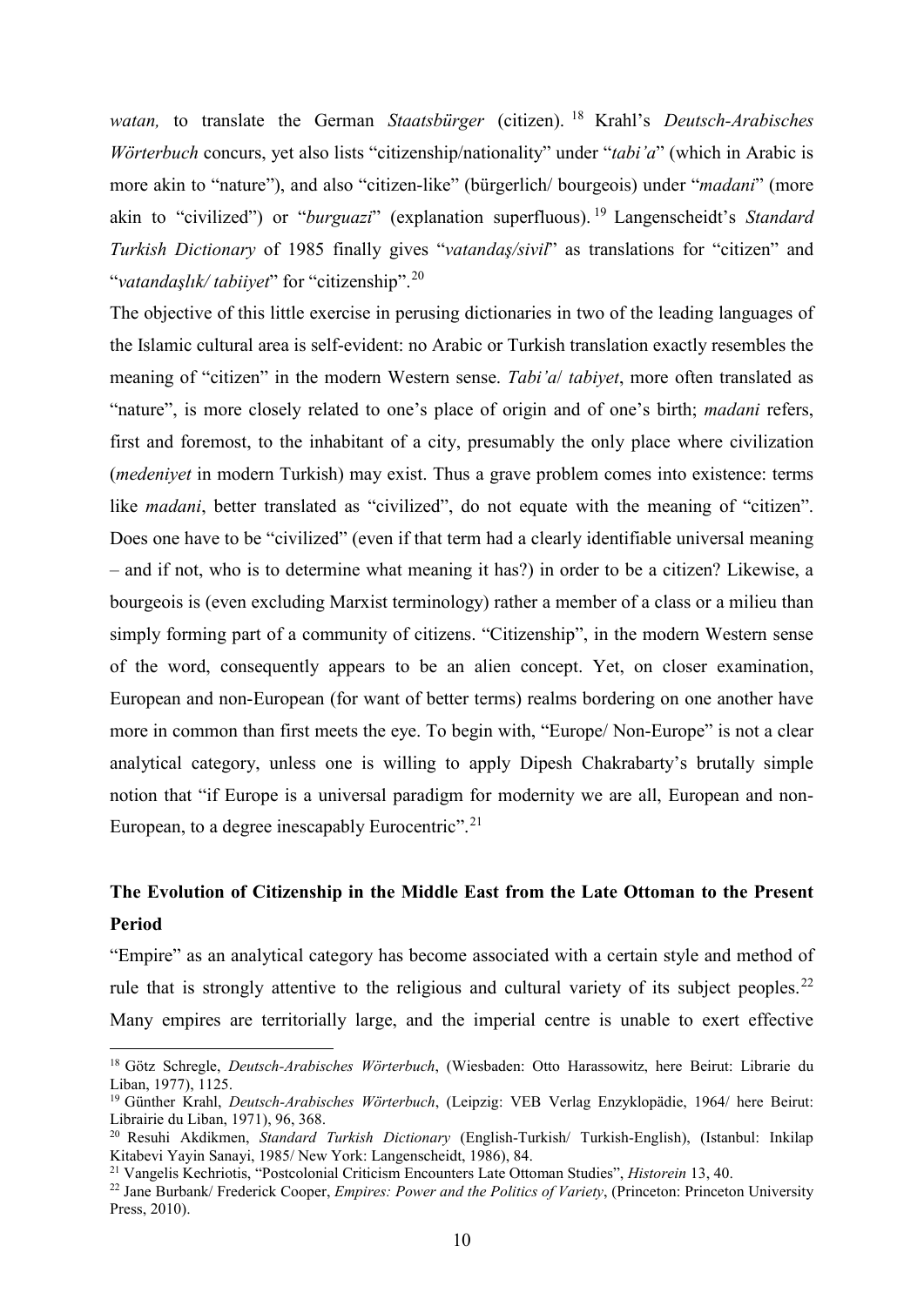*watan,* to translate the German *Staatsbürger* (citizen).[18] Krahl's *Deutsch-Arabisches Wörterbuch* concurs, yet also lists "citizenship/nationality" under "*tabi'a*" (which in Arabic is more akin to "nature"), and also "citizen-like" (bürgerlich/ bourgeois) under "*madani*" (more akin to "civilized") or "*burguazi*" (explanation superfluous).[19] Langenscheidt's *Standard Turkish Dictionary* of 1985 finally gives "*vatandaş/sivil*" as translations for "citizen" and "*vatandaşlık/ tabiiyet*" for "citizenship".[20]

The objective of this little exercise in perusing dictionaries in two of the leading languages of the Islamic cultural area is self-evident: no Arabic or Turkish translation exactly resembles the meaning of "citizen" in the modern Western sense. *Tabi'a*/ *tabiyet*, more often translated as "nature", is more closely related to one's place of origin and of one's birth; *madani* refers, first and foremost, to the inhabitant of a city, presumably the only place where civilization (*medeniyet* in modern Turkish) may exist. Thus a grave problem comes into existence: terms like *madani*, better translated as "civilized", do not equate with the meaning of "citizen". Does one have to be "civilized" (even if that term had a clearly identifiable universal meaning – and if not, who is to determine what meaning it has?) in order to be a citizen? Likewise, a bourgeois is (even excluding Marxist terminology) rather a member of a class or a milieu than simply forming part of a community of citizens. "Citizenship", in the modern Western sense of the word, consequently appears to be an alien concept. Yet, on closer examination, European and non-European (for want of better terms) realms bordering on one another have more in common than first meets the eye. To begin with, "Europe/ Non-Europe" is not a clear analytical category, unless one is willing to apply Dipesh Chakrabarty's brutally simple notion that "if Europe is a universal paradigm for modernity we are all, European and non-European, to a degree inescapably Eurocentric".[21]

## The Evolution of Citizenship in the Middle East from the Late Ottoman to the Present Period

"Empire" as an analytical category has become associated with a certain style and method of rule that is strongly attentive to the religious and cultural variety of its subject peoples.[22] Many empires are territorially large, and the imperial centre is unable to exert effective

---

[18] Götz Schregle, *Deutsch-Arabisches Wörterbuch*, (Wiesbaden: Otto Harassowitz, here Beirut: Librarie du Liban, 1977), 1125.

[19] Günther Krahl, *Deutsch-Arabisches Wörterbuch*, (Leipzig: VEB Verlag Enzyklopädie, 1964/ here Beirut: Librairie du Liban, 1971), 96, 368.

[20] Resuhi Akdikmen, *Standard Turkish Dictionary* (English-Turkish/ Turkish-English), (Istanbul: Inkilap Kitabevi Yayin Sanayi, 1985/ New York: Langenscheidt, 1986), 84.

[21] Vangelis Kechriotis, "Postcolonial Criticism Encounters Late Ottoman Studies", *Historein* 13, 40.

[22] Jane Burbank/ Frederick Cooper, *Empires: Power and the Politics of Variety*, (Princeton: Princeton University Press, 2010).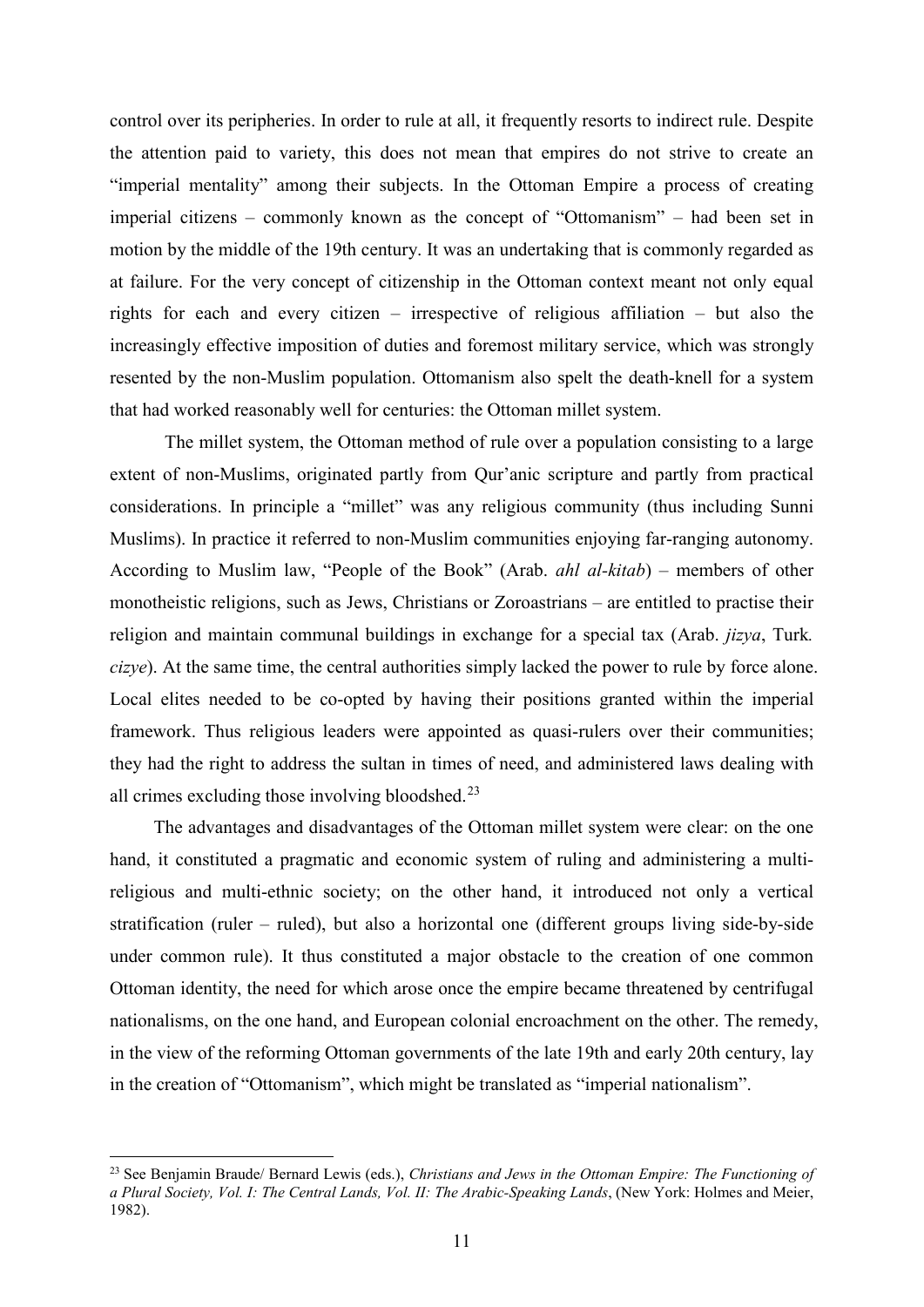control over its peripheries. In order to rule at all, it frequently resorts to indirect rule. Despite the attention paid to variety, this does not mean that empires do not strive to create an "imperial mentality" among their subjects. In the Ottoman Empire a process of creating imperial citizens – commonly known as the concept of "Ottomanism" – had been set in motion by the middle of the 19th century. It was an undertaking that is commonly regarded as at failure. For the very concept of citizenship in the Ottoman context meant not only equal rights for each and every citizen – irrespective of religious affiliation – but also the increasingly effective imposition of duties and foremost military service, which was strongly resented by the non-Muslim population. Ottomanism also spelt the death-knell for a system that had worked reasonably well for centuries: the Ottoman millet system.

The millet system, the Ottoman method of rule over a population consisting to a large extent of non-Muslims, originated partly from Qur'anic scripture and partly from practical considerations. In principle a "millet" was any religious community (thus including Sunni Muslims). In practice it referred to non-Muslim communities enjoying far-ranging autonomy. According to Muslim law, "People of the Book" (Arab. *ahl al-kitab*) – members of other monotheistic religions, such as Jews, Christians or Zoroastrians – are entitled to practise their religion and maintain communal buildings in exchange for a special tax (Arab. *jizya*, Turk. *cizye*). At the same time, the central authorities simply lacked the power to rule by force alone. Local elites needed to be co-opted by having their positions granted within the imperial framework. Thus religious leaders were appointed as quasi-rulers over their communities; they had the right to address the sultan in times of need, and administered laws dealing with all crimes excluding those involving bloodshed.[23]

The advantages and disadvantages of the Ottoman millet system were clear: on the one hand, it constituted a pragmatic and economic system of ruling and administering a multi-religious and multi-ethnic society; on the other hand, it introduced not only a vertical stratification (ruler – ruled), but also a horizontal one (different groups living side-by-side under common rule). It thus constituted a major obstacle to the creation of one common Ottoman identity, the need for which arose once the empire became threatened by centrifugal nationalisms, on the one hand, and European colonial encroachment on the other. The remedy, in the view of the reforming Ottoman governments of the late 19th and early 20th century, lay in the creation of "Ottomanism", which might be translated as "imperial nationalism".

---

[23] See Benjamin Braude/ Bernard Lewis (eds.), *Christians and Jews in the Ottoman Empire: The Functioning of a Plural Society, Vol. I: The Central Lands, Vol. II: The Arabic-Speaking Lands*, (New York: Holmes and Meier, 1982).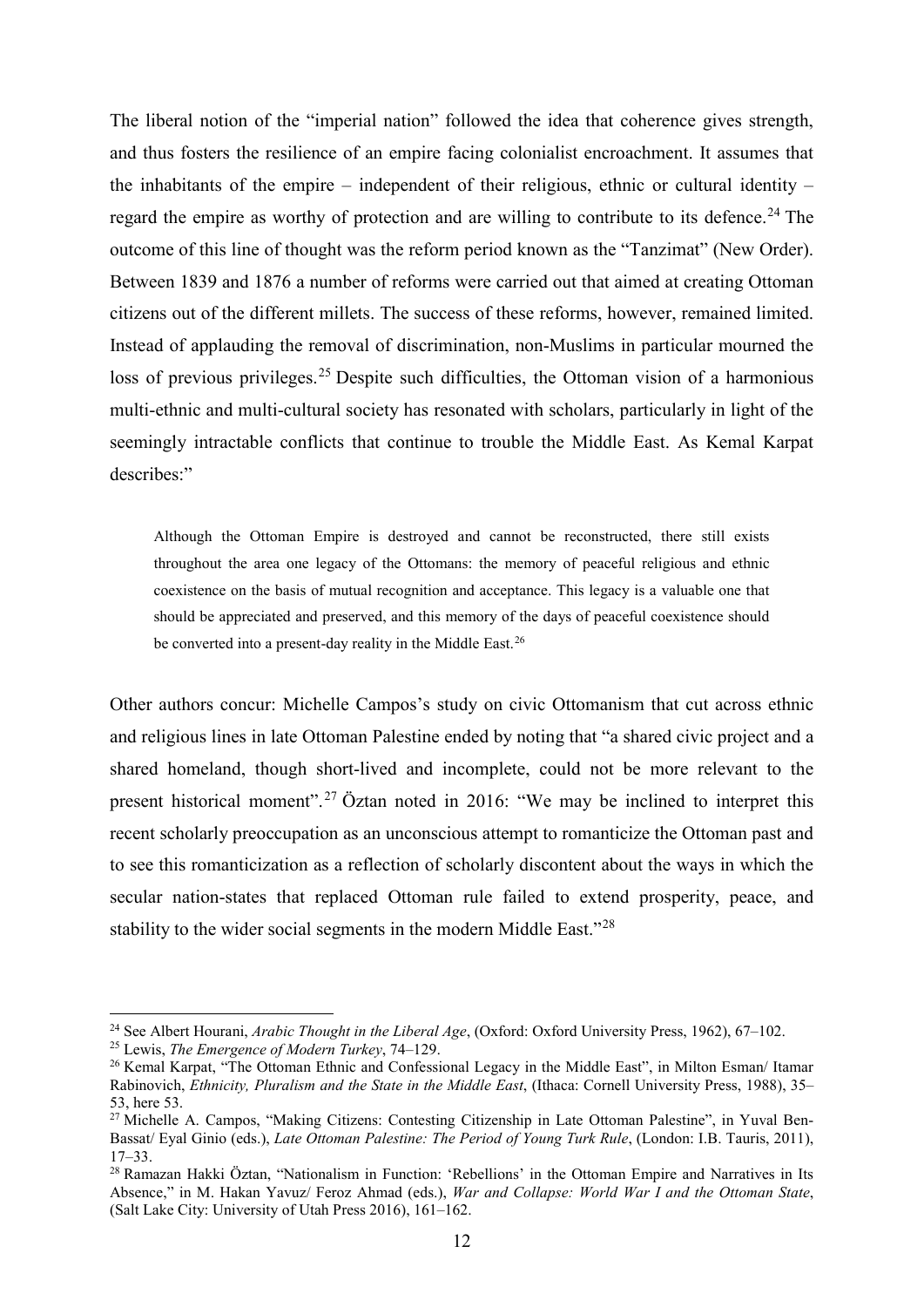The liberal notion of the "imperial nation" followed the idea that coherence gives strength, and thus fosters the resilience of an empire facing colonialist encroachment. It assumes that the inhabitants of the empire – independent of their religious, ethnic or cultural identity – regard the empire as worthy of protection and are willing to contribute to its defence.[24] The outcome of this line of thought was the reform period known as the "Tanzimat" (New Order). Between 1839 and 1876 a number of reforms were carried out that aimed at creating Ottoman citizens out of the different millets. The success of these reforms, however, remained limited. Instead of applauding the removal of discrimination, non-Muslims in particular mourned the loss of previous privileges.[25] Despite such difficulties, the Ottoman vision of a harmonious multi-ethnic and multi-cultural society has resonated with scholars, particularly in light of the seemingly intractable conflicts that continue to trouble the Middle East. As Kemal Karpat describes:"

> Although the Ottoman Empire is destroyed and cannot be reconstructed, there still exists throughout the area one legacy of the Ottomans: the memory of peaceful religious and ethnic coexistence on the basis of mutual recognition and acceptance. This legacy is a valuable one that should be appreciated and preserved, and this memory of the days of peaceful coexistence should be converted into a present-day reality in the Middle East.[26]

Other authors concur: Michelle Campos's study on civic Ottomanism that cut across ethnic and religious lines in late Ottoman Palestine ended by noting that "a shared civic project and a shared homeland, though short-lived and incomplete, could not be more relevant to the present historical moment".[27] Öztan noted in 2016: "We may be inclined to interpret this recent scholarly preoccupation as an unconscious attempt to romanticize the Ottoman past and to see this romanticization as a reflection of scholarly discontent about the ways in which the secular nation-states that replaced Ottoman rule failed to extend prosperity, peace, and stability to the wider social segments in the modern Middle East."[28]

---

[24] See Albert Hourani, *Arabic Thought in the Liberal Age*, (Oxford: Oxford University Press, 1962), 67–102.

[25] Lewis, *The Emergence of Modern Turkey*, 74–129.

[26] Kemal Karpat, "The Ottoman Ethnic and Confessional Legacy in the Middle East", in Milton Esman/ Itamar Rabinovich, *Ethnicity, Pluralism and the State in the Middle East*, (Ithaca: Cornell University Press, 1988), 35–53, here 53.

[27] Michelle A. Campos, "Making Citizens: Contesting Citizenship in Late Ottoman Palestine", in Yuval Ben-Bassat/ Eyal Ginio (eds.), *Late Ottoman Palestine: The Period of Young Turk Rule*, (London: I.B. Tauris, 2011), 17–33.

[28] Ramazan Hakki Öztan, "Nationalism in Function: 'Rebellions' in the Ottoman Empire and Narratives in Its Absence," in M. Hakan Yavuz/ Feroz Ahmad (eds.), *War and Collapse: World War I and the Ottoman State*, (Salt Lake City: University of Utah Press 2016), 161–162.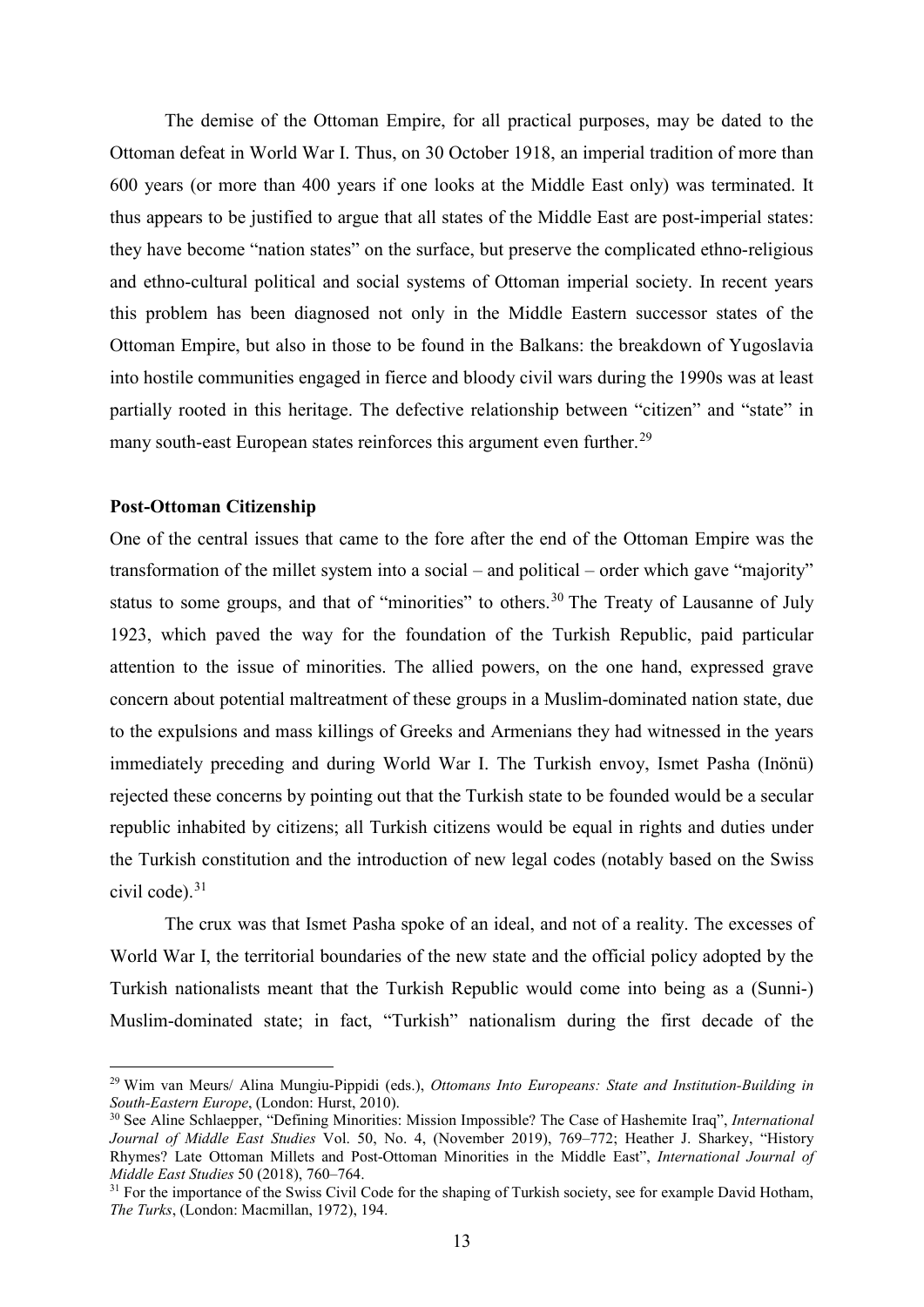The demise of the Ottoman Empire, for all practical purposes, may be dated to the Ottoman defeat in World War I. Thus, on 30 October 1918, an imperial tradition of more than 600 years (or more than 400 years if one looks at the Middle East only) was terminated. It thus appears to be justified to argue that all states of the Middle East are post-imperial states: they have become "nation states" on the surface, but preserve the complicated ethno-religious and ethno-cultural political and social systems of Ottoman imperial society. In recent years this problem has been diagnosed not only in the Middle Eastern successor states of the Ottoman Empire, but also in those to be found in the Balkans: the breakdown of Yugoslavia into hostile communities engaged in fierce and bloody civil wars during the 1990s was at least partially rooted in this heritage. The defective relationship between "citizen" and "state" in many south-east European states reinforces this argument even further.[29]

**Post-Ottoman Citizenship**

One of the central issues that came to the fore after the end of the Ottoman Empire was the transformation of the millet system into a social – and political – order which gave "majority" status to some groups, and that of "minorities" to others.[30] The Treaty of Lausanne of July 1923, which paved the way for the foundation of the Turkish Republic, paid particular attention to the issue of minorities. The allied powers, on the one hand, expressed grave concern about potential maltreatment of these groups in a Muslim-dominated nation state, due to the expulsions and mass killings of Greeks and Armenians they had witnessed in the years immediately preceding and during World War I. The Turkish envoy, Ismet Pasha (Inönü) rejected these concerns by pointing out that the Turkish state to be founded would be a secular republic inhabited by citizens; all Turkish citizens would be equal in rights and duties under the Turkish constitution and the introduction of new legal codes (notably based on the Swiss civil code).[31]

The crux was that Ismet Pasha spoke of an ideal, and not of a reality. The excesses of World War I, the territorial boundaries of the new state and the official policy adopted by the Turkish nationalists meant that the Turkish Republic would come into being as a (Sunni-) Muslim-dominated state; in fact, "Turkish" nationalism during the first decade of the

[29] Wim van Meurs/ Alina Mungiu-Pippidi (eds.), *Ottomans Into Europeans: State and Institution-Building in South-Eastern Europe*, (London: Hurst, 2010).

[30] See Aline Schlaepper, "Defining Minorities: Mission Impossible? The Case of Hashemite Iraq", *International Journal of Middle East Studies* Vol. 50, No. 4, (November 2019), 769–772; Heather J. Sharkey, "History Rhymes? Late Ottoman Millets and Post-Ottoman Minorities in the Middle East", *International Journal of Middle East Studies* 50 (2018), 760–764.

[31] For the importance of the Swiss Civil Code for the shaping of Turkish society, see for example David Hotham, *The Turks*, (London: Macmillan, 1972), 194.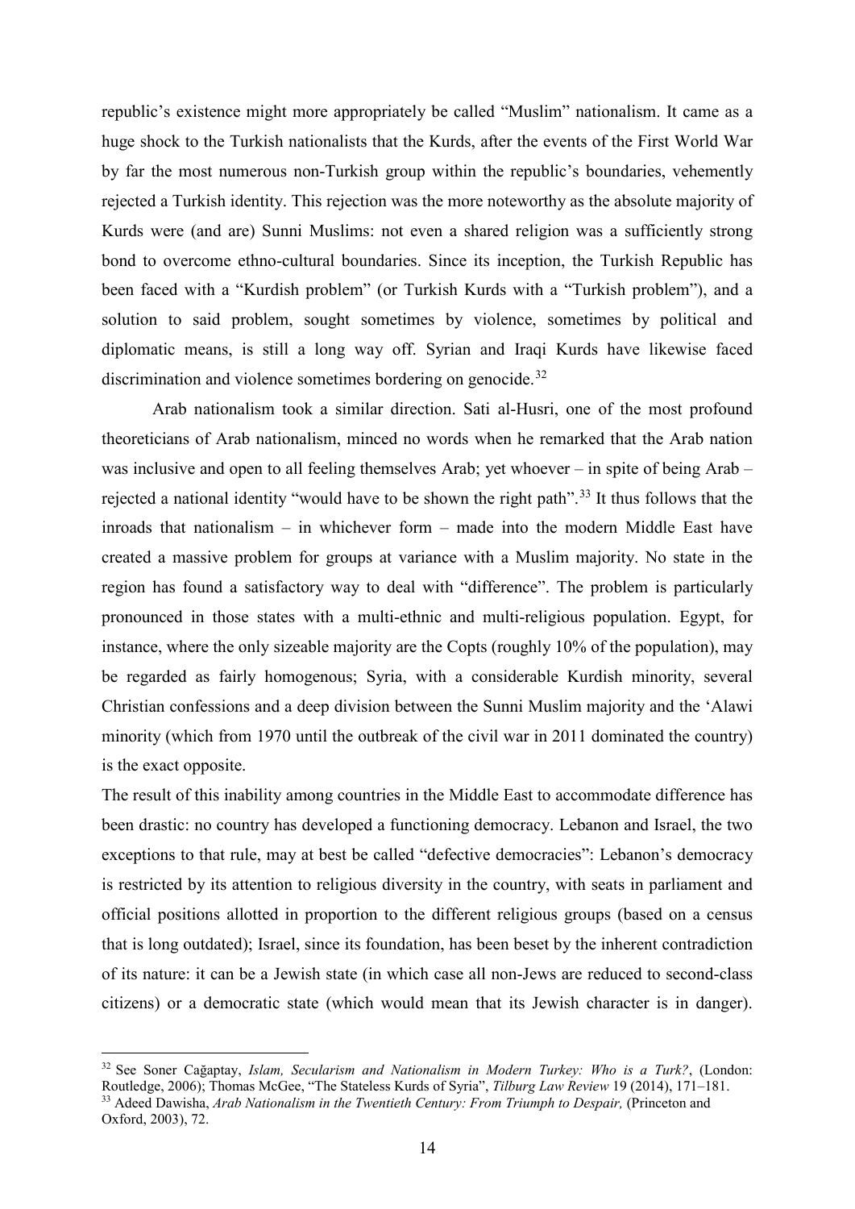republic's existence might more appropriately be called "Muslim" nationalism. It came as a huge shock to the Turkish nationalists that the Kurds, after the events of the First World War by far the most numerous non-Turkish group within the republic's boundaries, vehemently rejected a Turkish identity. This rejection was the more noteworthy as the absolute majority of Kurds were (and are) Sunni Muslims: not even a shared religion was a sufficiently strong bond to overcome ethno-cultural boundaries. Since its inception, the Turkish Republic has been faced with a "Kurdish problem" (or Turkish Kurds with a "Turkish problem"), and a solution to said problem, sought sometimes by violence, sometimes by political and diplomatic means, is still a long way off. Syrian and Iraqi Kurds have likewise faced discrimination and violence sometimes bordering on genocide.[32]

Arab nationalism took a similar direction. Sati al-Husri, one of the most profound theoreticians of Arab nationalism, minced no words when he remarked that the Arab nation was inclusive and open to all feeling themselves Arab; yet whoever – in spite of being Arab – rejected a national identity "would have to be shown the right path".[33] It thus follows that the inroads that nationalism – in whichever form – made into the modern Middle East have created a massive problem for groups at variance with a Muslim majority. No state in the region has found a satisfactory way to deal with "difference". The problem is particularly pronounced in those states with a multi-ethnic and multi-religious population. Egypt, for instance, where the only sizeable majority are the Copts (roughly 10% of the population), may be regarded as fairly homogenous; Syria, with a considerable Kurdish minority, several Christian confessions and a deep division between the Sunni Muslim majority and the 'Alawi minority (which from 1970 until the outbreak of the civil war in 2011 dominated the country) is the exact opposite.

The result of this inability among countries in the Middle East to accommodate difference has been drastic: no country has developed a functioning democracy. Lebanon and Israel, the two exceptions to that rule, may at best be called "defective democracies": Lebanon's democracy is restricted by its attention to religious diversity in the country, with seats in parliament and official positions allotted in proportion to the different religious groups (based on a census that is long outdated); Israel, since its foundation, has been beset by the inherent contradiction of its nature: it can be a Jewish state (in which case all non-Jews are reduced to second-class citizens) or a democratic state (which would mean that its Jewish character is in danger).

---

[32] See Soner Cağaptay, *Islam, Secularism and Nationalism in Modern Turkey: Who is a Turk?*, (London: Routledge, 2006); Thomas McGee, "The Stateless Kurds of Syria", *Tilburg Law Review* 19 (2014), 171–181.

[33] Adeed Dawisha, *Arab Nationalism in the Twentieth Century: From Triumph to Despair,* (Princeton and Oxford, 2003), 72.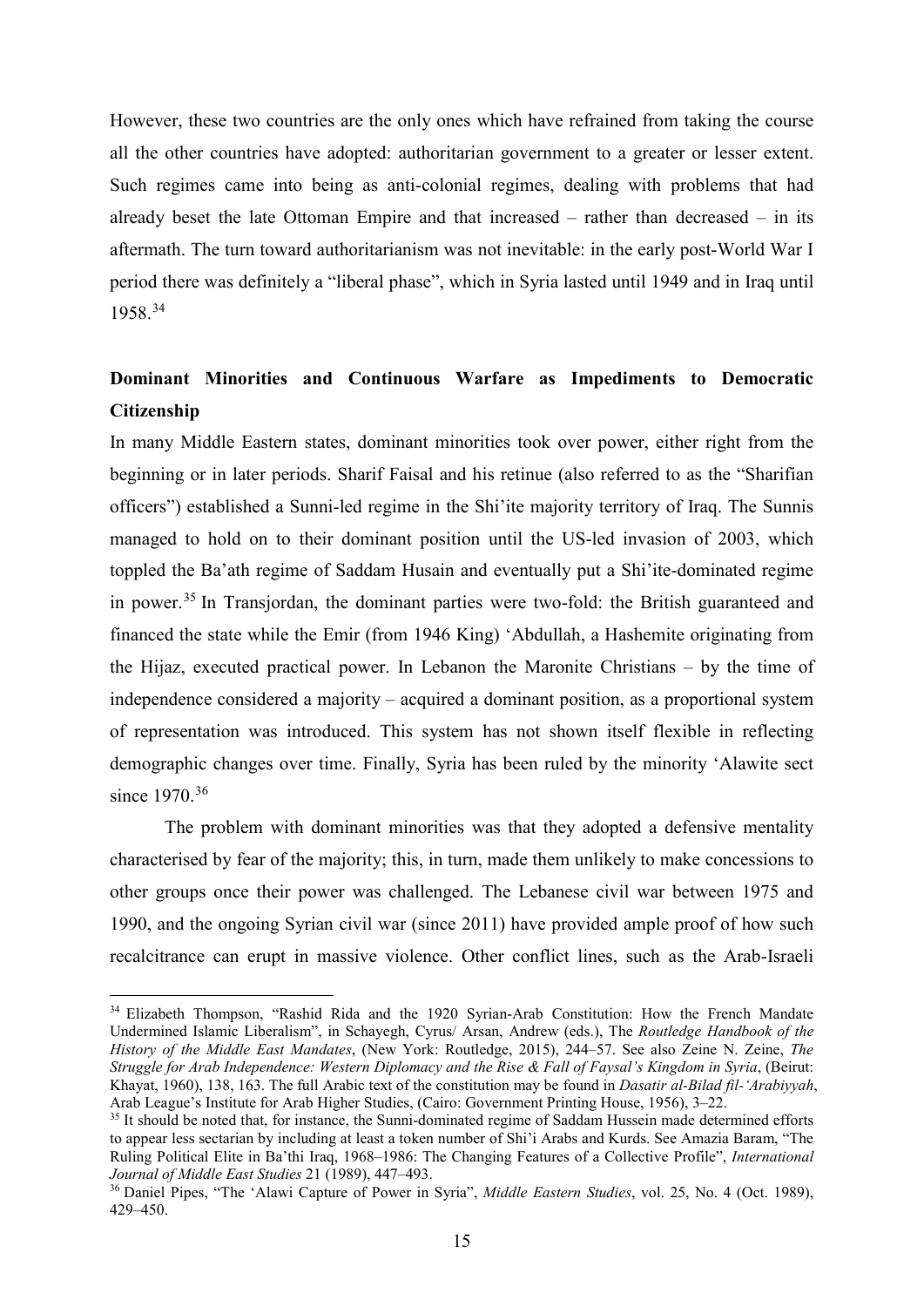However, these two countries are the only ones which have refrained from taking the course all the other countries have adopted: authoritarian government to a greater or lesser extent. Such regimes came into being as anti-colonial regimes, dealing with problems that had already beset the late Ottoman Empire and that increased – rather than decreased – in its aftermath. The turn toward authoritarianism was not inevitable: in the early post-World War I period there was definitely a "liberal phase", which in Syria lasted until 1949 and in Iraq until 1958.[34]

## Dominant Minorities and Continuous Warfare as Impediments to Democratic Citizenship

In many Middle Eastern states, dominant minorities took over power, either right from the beginning or in later periods. Sharif Faisal and his retinue (also referred to as the "Sharifian officers") established a Sunni-led regime in the Shi'ite majority territory of Iraq. The Sunnis managed to hold on to their dominant position until the US-led invasion of 2003, which toppled the Ba'ath regime of Saddam Husain and eventually put a Shi'ite-dominated regime in power.[35] In Transjordan, the dominant parties were two-fold: the British guaranteed and financed the state while the Emir (from 1946 King) 'Abdullah, a Hashemite originating from the Hijaz, executed practical power. In Lebanon the Maronite Christians – by the time of independence considered a majority – acquired a dominant position, as a proportional system of representation was introduced. This system has not shown itself flexible in reflecting demographic changes over time. Finally, Syria has been ruled by the minority 'Alawite sect since 1970.[36]

The problem with dominant minorities was that they adopted a defensive mentality characterised by fear of the majority; this, in turn, made them unlikely to make concessions to other groups once their power was challenged. The Lebanese civil war between 1975 and 1990, and the ongoing Syrian civil war (since 2011) have provided ample proof of how such recalcitrance can erupt in massive violence. Other conflict lines, such as the Arab-Israeli

---

[34] Elizabeth Thompson, "Rashid Rida and the 1920 Syrian-Arab Constitution: How the French Mandate Undermined Islamic Liberalism", in Schayegh, Cyrus/ Arsan, Andrew (eds.), The *Routledge Handbook of the History of the Middle East Mandates*, (New York: Routledge, 2015), 244–57. See also Zeine N. Zeine, *The Struggle for Arab Independence: Western Diplomacy and the Rise & Fall of Faysal's Kingdom in Syria*, (Beirut: Khayat, 1960), 138, 163. The full Arabic text of the constitution may be found in *Dasatir al-Bilad fil-'Arabiyyah*, Arab League's Institute for Arab Higher Studies, (Cairo: Government Printing House, 1956), 3–22.

[35] It should be noted that, for instance, the Sunni-dominated regime of Saddam Hussein made determined efforts to appear less sectarian by including at least a token number of Shi'i Arabs and Kurds. See Amazia Baram, "The Ruling Political Elite in Ba'thi Iraq, 1968–1986: The Changing Features of a Collective Profile", *International Journal of Middle East Studies* 21 (1989), 447–493.

[36] Daniel Pipes, "The 'Alawi Capture of Power in Syria", *Middle Eastern Studies*, vol. 25, No. 4 (Oct. 1989), 429–450.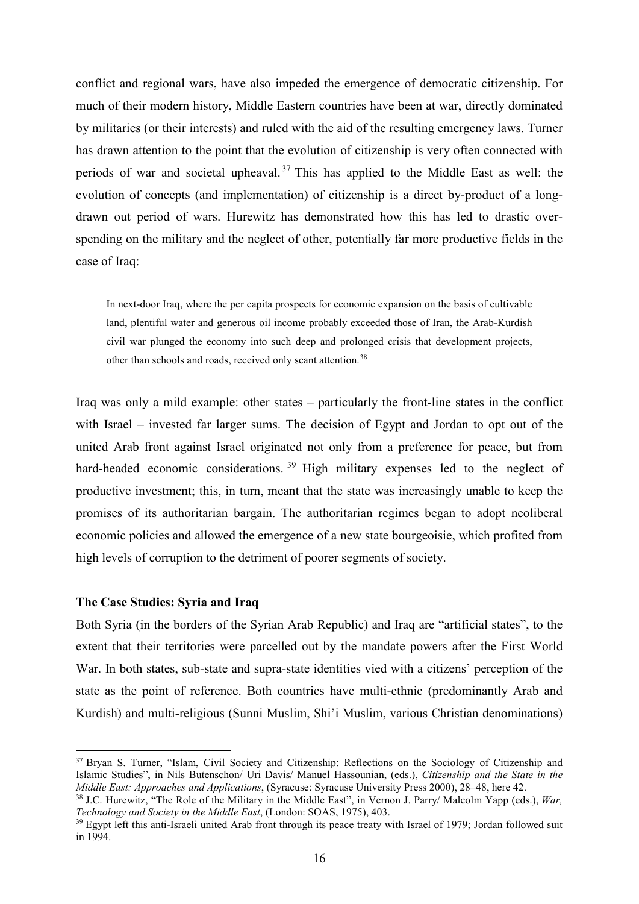conflict and regional wars, have also impeded the emergence of democratic citizenship. For much of their modern history, Middle Eastern countries have been at war, directly dominated by militaries (or their interests) and ruled with the aid of the resulting emergency laws. Turner has drawn attention to the point that the evolution of citizenship is very often connected with periods of war and societal upheaval.[37] This has applied to the Middle East as well: the evolution of concepts (and implementation) of citizenship is a direct by-product of a long-drawn out period of wars. Hurewitz has demonstrated how this has led to drastic over-spending on the military and the neglect of other, potentially far more productive fields in the case of Iraq:

> In next-door Iraq, where the per capita prospects for economic expansion on the basis of cultivable land, plentiful water and generous oil income probably exceeded those of Iran, the Arab-Kurdish civil war plunged the economy into such deep and prolonged crisis that development projects, other than schools and roads, received only scant attention.[38]

Iraq was only a mild example: other states – particularly the front-line states in the conflict with Israel – invested far larger sums. The decision of Egypt and Jordan to opt out of the united Arab front against Israel originated not only from a preference for peace, but from hard-headed economic considerations.[39] High military expenses led to the neglect of productive investment; this, in turn, meant that the state was increasingly unable to keep the promises of its authoritarian bargain. The authoritarian regimes began to adopt neoliberal economic policies and allowed the emergence of a new state bourgeoisie, which profited from high levels of corruption to the detriment of poorer segments of society.

**The Case Studies: Syria and Iraq**

Both Syria (in the borders of the Syrian Arab Republic) and Iraq are "artificial states", to the extent that their territories were parcelled out by the mandate powers after the First World War. In both states, sub-state and supra-state identities vied with a citizens' perception of the state as the point of reference. Both countries have multi-ethnic (predominantly Arab and Kurdish) and multi-religious (Sunni Muslim, Shi'i Muslim, various Christian denominations)

---

[37] Bryan S. Turner, "Islam, Civil Society and Citizenship: Reflections on the Sociology of Citizenship and Islamic Studies", in Nils Butenschon/ Uri Davis/ Manuel Hassounian, (eds.), *Citizenship and the State in the Middle East: Approaches and Applications*, (Syracuse: Syracuse University Press 2000), 28–48, here 42.

[38] J.C. Hurewitz, "The Role of the Military in the Middle East", in Vernon J. Parry/ Malcolm Yapp (eds.), *War, Technology and Society in the Middle East*, (London: SOAS, 1975), 403.

[39] Egypt left this anti-Israeli united Arab front through its peace treaty with Israel of 1979; Jordan followed suit in 1994.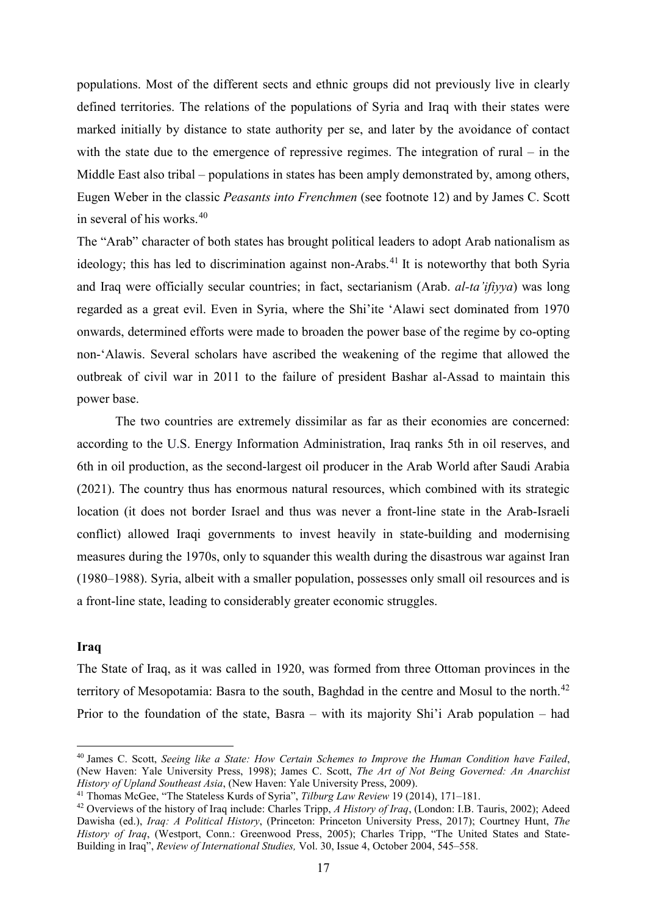populations. Most of the different sects and ethnic groups did not previously live in clearly defined territories. The relations of the populations of Syria and Iraq with their states were marked initially by distance to state authority per se, and later by the avoidance of contact with the state due to the emergence of repressive regimes. The integration of rural – in the Middle East also tribal – populations in states has been amply demonstrated by, among others, Eugen Weber in the classic *Peasants into Frenchmen* (see footnote 12) and by James C. Scott in several of his works.[40]

The "Arab" character of both states has brought political leaders to adopt Arab nationalism as ideology; this has led to discrimination against non-Arabs.[41] It is noteworthy that both Syria and Iraq were officially secular countries; in fact, sectarianism (Arab. *al-ta'ifiyya*) was long regarded as a great evil. Even in Syria, where the Shi'ite 'Alawi sect dominated from 1970 onwards, determined efforts were made to broaden the power base of the regime by co-opting non-'Alawis. Several scholars have ascribed the weakening of the regime that allowed the outbreak of civil war in 2011 to the failure of president Bashar al-Assad to maintain this power base.

The two countries are extremely dissimilar as far as their economies are concerned: according to the U.S. Energy Information Administration, Iraq ranks 5th in oil reserves, and 6th in oil production, as the second-largest oil producer in the Arab World after Saudi Arabia (2021). The country thus has enormous natural resources, which combined with its strategic location (it does not border Israel and thus was never a front-line state in the Arab-Israeli conflict) allowed Iraqi governments to invest heavily in state-building and modernising measures during the 1970s, only to squander this wealth during the disastrous war against Iran (1980–1988). Syria, albeit with a smaller population, possesses only small oil resources and is a front-line state, leading to considerably greater economic struggles.

### Iraq

The State of Iraq, as it was called in 1920, was formed from three Ottoman provinces in the territory of Mesopotamia: Basra to the south, Baghdad in the centre and Mosul to the north.[42] Prior to the foundation of the state, Basra – with its majority Shi'i Arab population – had

---

[40] James C. Scott, *Seeing like a State: How Certain Schemes to Improve the Human Condition have Failed*, (New Haven: Yale University Press, 1998); James C. Scott, *The Art of Not Being Governed: An Anarchist History of Upland Southeast Asia*, (New Haven: Yale University Press, 2009).

[41] Thomas McGee, "The Stateless Kurds of Syria", *Tilburg Law Review* 19 (2014), 171–181.

[42] Overviews of the history of Iraq include: Charles Tripp, *A History of Iraq*, (London: I.B. Tauris, 2002); Adeed Dawisha (ed.), *Iraq: A Political History*, (Princeton: Princeton University Press, 2017); Courtney Hunt, *The History of Iraq*, (Westport, Conn.: Greenwood Press, 2005); Charles Tripp, "The United States and State-Building in Iraq", *Review of International Studies,* Vol. 30, Issue 4, October 2004, 545–558.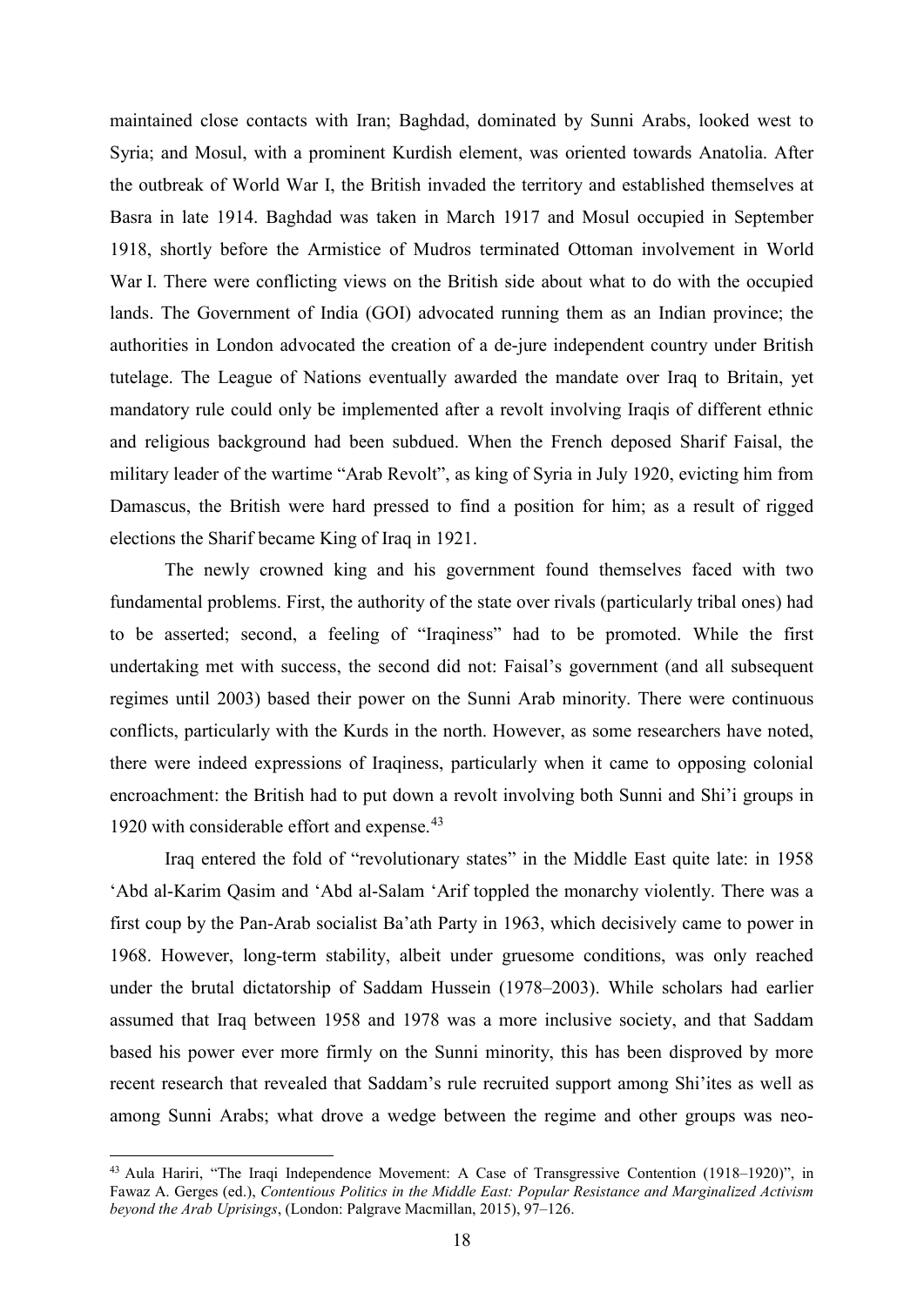maintained close contacts with Iran; Baghdad, dominated by Sunni Arabs, looked west to Syria; and Mosul, with a prominent Kurdish element, was oriented towards Anatolia. After the outbreak of World War I, the British invaded the territory and established themselves at Basra in late 1914. Baghdad was taken in March 1917 and Mosul occupied in September 1918, shortly before the Armistice of Mudros terminated Ottoman involvement in World War I. There were conflicting views on the British side about what to do with the occupied lands. The Government of India (GOI) advocated running them as an Indian province; the authorities in London advocated the creation of a de-jure independent country under British tutelage. The League of Nations eventually awarded the mandate over Iraq to Britain, yet mandatory rule could only be implemented after a revolt involving Iraqis of different ethnic and religious background had been subdued. When the French deposed Sharif Faisal, the military leader of the wartime "Arab Revolt", as king of Syria in July 1920, evicting him from Damascus, the British were hard pressed to find a position for him; as a result of rigged elections the Sharif became King of Iraq in 1921.

The newly crowned king and his government found themselves faced with two fundamental problems. First, the authority of the state over rivals (particularly tribal ones) had to be asserted; second, a feeling of "Iraqiness" had to be promoted. While the first undertaking met with success, the second did not: Faisal's government (and all subsequent regimes until 2003) based their power on the Sunni Arab minority. There were continuous conflicts, particularly with the Kurds in the north. However, as some researchers have noted, there were indeed expressions of Iraqiness, particularly when it came to opposing colonial encroachment: the British had to put down a revolt involving both Sunni and Shi'i groups in 1920 with considerable effort and expense.[43]

Iraq entered the fold of "revolutionary states" in the Middle East quite late: in 1958 'Abd al-Karim Qasim and 'Abd al-Salam 'Arif toppled the monarchy violently. There was a first coup by the Pan-Arab socialist Ba'ath Party in 1963, which decisively came to power in 1968. However, long-term stability, albeit under gruesome conditions, was only reached under the brutal dictatorship of Saddam Hussein (1978–2003). While scholars had earlier assumed that Iraq between 1958 and 1978 was a more inclusive society, and that Saddam based his power ever more firmly on the Sunni minority, this has been disproved by more recent research that revealed that Saddam's rule recruited support among Shi'ites as well as among Sunni Arabs; what drove a wedge between the regime and other groups was neo-

---

[43] Aula Hariri, "The Iraqi Independence Movement: A Case of Transgressive Contention (1918–1920)", in Fawaz A. Gerges (ed.), *Contentious Politics in the Middle East: Popular Resistance and Marginalized Activism beyond the Arab Uprisings*, (London: Palgrave Macmillan, 2015), 97–126.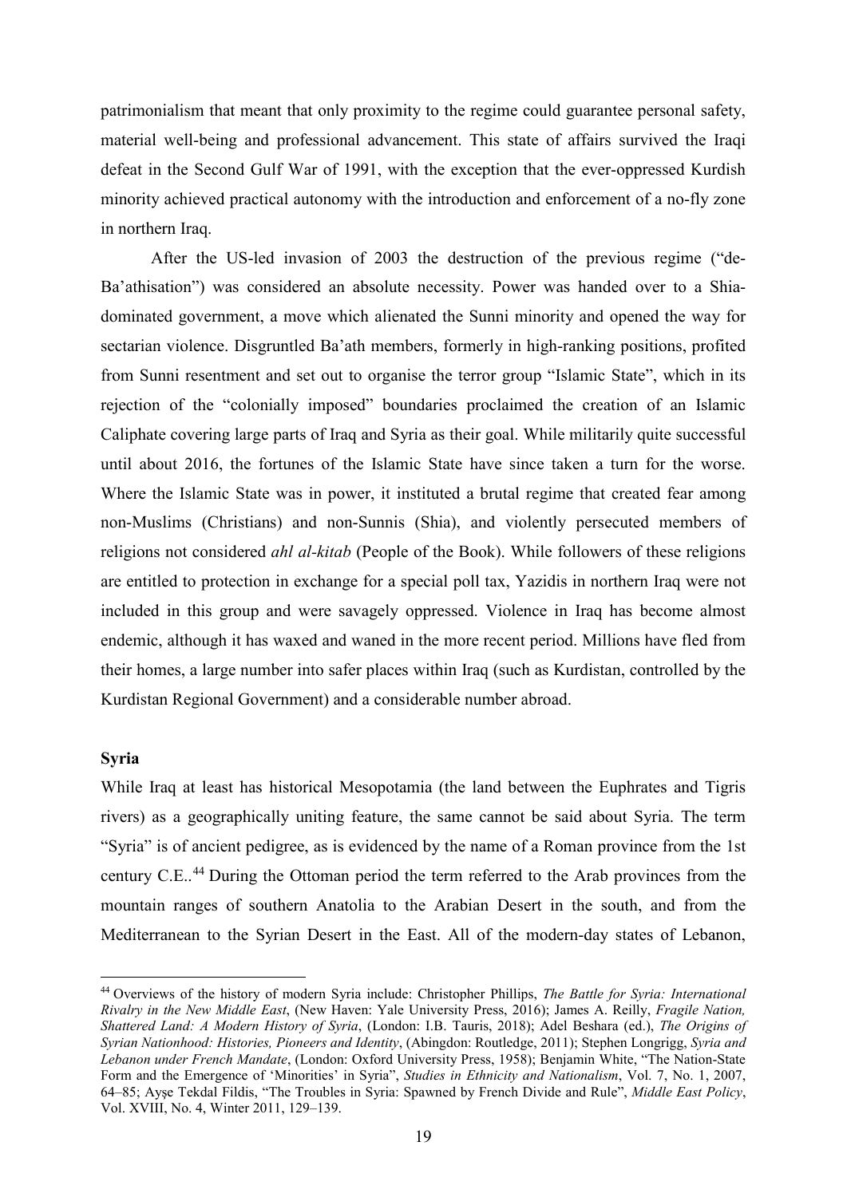patrimonialism that meant that only proximity to the regime could guarantee personal safety, material well-being and professional advancement. This state of affairs survived the Iraqi defeat in the Second Gulf War of 1991, with the exception that the ever-oppressed Kurdish minority achieved practical autonomy with the introduction and enforcement of a no-fly zone in northern Iraq.

After the US-led invasion of 2003 the destruction of the previous regime ("de-Ba'athisation") was considered an absolute necessity. Power was handed over to a Shia-dominated government, a move which alienated the Sunni minority and opened the way for sectarian violence. Disgruntled Ba'ath members, formerly in high-ranking positions, profited from Sunni resentment and set out to organise the terror group "Islamic State", which in its rejection of the "colonially imposed" boundaries proclaimed the creation of an Islamic Caliphate covering large parts of Iraq and Syria as their goal. While militarily quite successful until about 2016, the fortunes of the Islamic State have since taken a turn for the worse. Where the Islamic State was in power, it instituted a brutal regime that created fear among non-Muslims (Christians) and non-Sunnis (Shia), and violently persecuted members of religions not considered *ahl al-kitab* (People of the Book). While followers of these religions are entitled to protection in exchange for a special poll tax, Yazidis in northern Iraq were not included in this group and were savagely oppressed. Violence in Iraq has become almost endemic, although it has waxed and waned in the more recent period. Millions have fled from their homes, a large number into safer places within Iraq (such as Kurdistan, controlled by the Kurdistan Regional Government) and a considerable number abroad.

**Syria**

While Iraq at least has historical Mesopotamia (the land between the Euphrates and Tigris rivers) as a geographically uniting feature, the same cannot be said about Syria. The term "Syria" is of ancient pedigree, as is evidenced by the name of a Roman province from the 1st century C.E..[44] During the Ottoman period the term referred to the Arab provinces from the mountain ranges of southern Anatolia to the Arabian Desert in the south, and from the Mediterranean to the Syrian Desert in the East. All of the modern-day states of Lebanon,

[44] Overviews of the history of modern Syria include: Christopher Phillips, *The Battle for Syria: International Rivalry in the New Middle East*, (New Haven: Yale University Press, 2016); James A. Reilly, *Fragile Nation, Shattered Land: A Modern History of Syria*, (London: I.B. Tauris, 2018); Adel Beshara (ed.), *The Origins of Syrian Nationhood: Histories, Pioneers and Identity*, (Abingdon: Routledge, 2011); Stephen Longrigg, *Syria and Lebanon under French Mandate*, (London: Oxford University Press, 1958); Benjamin White, "The Nation-State Form and the Emergence of 'Minorities' in Syria", *Studies in Ethnicity and Nationalism*, Vol. 7, No. 1, 2007, 64–85; Ayşe Tekdal Fildis, "The Troubles in Syria: Spawned by French Divide and Rule", *Middle East Policy*, Vol. XVIII, No. 4, Winter 2011, 129–139.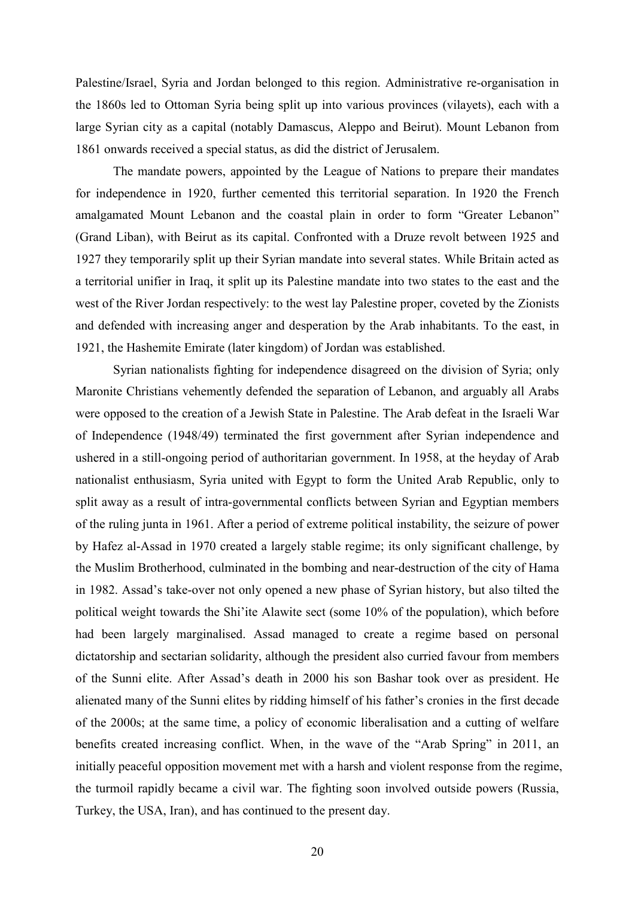Palestine/Israel, Syria and Jordan belonged to this region. Administrative re-organisation in the 1860s led to Ottoman Syria being split up into various provinces (vilayets), each with a large Syrian city as a capital (notably Damascus, Aleppo and Beirut). Mount Lebanon from 1861 onwards received a special status, as did the district of Jerusalem.

The mandate powers, appointed by the League of Nations to prepare their mandates for independence in 1920, further cemented this territorial separation. In 1920 the French amalgamated Mount Lebanon and the coastal plain in order to form "Greater Lebanon" (Grand Liban), with Beirut as its capital. Confronted with a Druze revolt between 1925 and 1927 they temporarily split up their Syrian mandate into several states. While Britain acted as a territorial unifier in Iraq, it split up its Palestine mandate into two states to the east and the west of the River Jordan respectively: to the west lay Palestine proper, coveted by the Zionists and defended with increasing anger and desperation by the Arab inhabitants. To the east, in 1921, the Hashemite Emirate (later kingdom) of Jordan was established.

Syrian nationalists fighting for independence disagreed on the division of Syria; only Maronite Christians vehemently defended the separation of Lebanon, and arguably all Arabs were opposed to the creation of a Jewish State in Palestine. The Arab defeat in the Israeli War of Independence (1948/49) terminated the first government after Syrian independence and ushered in a still-ongoing period of authoritarian government. In 1958, at the heyday of Arab nationalist enthusiasm, Syria united with Egypt to form the United Arab Republic, only to split away as a result of intra-governmental conflicts between Syrian and Egyptian members of the ruling junta in 1961. After a period of extreme political instability, the seizure of power by Hafez al-Assad in 1970 created a largely stable regime; its only significant challenge, by the Muslim Brotherhood, culminated in the bombing and near-destruction of the city of Hama in 1982. Assad's take-over not only opened a new phase of Syrian history, but also tilted the political weight towards the Shi'ite Alawite sect (some 10% of the population), which before had been largely marginalised. Assad managed to create a regime based on personal dictatorship and sectarian solidarity, although the president also curried favour from members of the Sunni elite. After Assad's death in 2000 his son Bashar took over as president. He alienated many of the Sunni elites by ridding himself of his father's cronies in the first decade of the 2000s; at the same time, a policy of economic liberalisation and a cutting of welfare benefits created increasing conflict. When, in the wave of the "Arab Spring" in 2011, an initially peaceful opposition movement met with a harsh and violent response from the regime, the turmoil rapidly became a civil war. The fighting soon involved outside powers (Russia, Turkey, the USA, Iran), and has continued to the present day.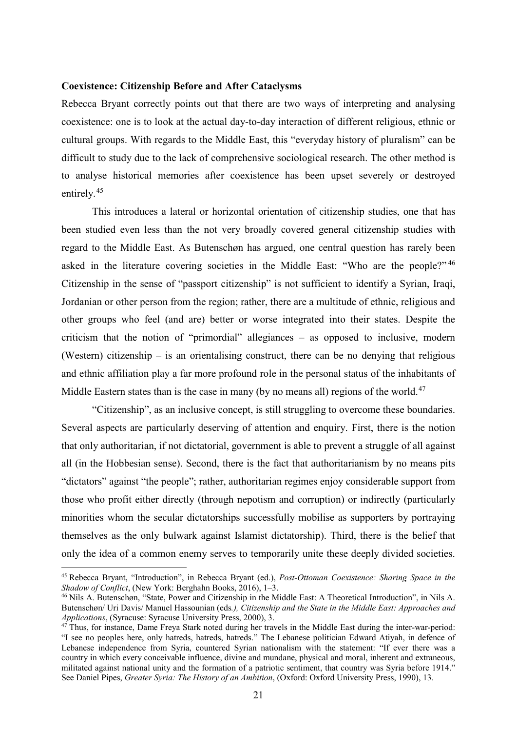**Coexistence: Citizenship Before and After Cataclysms**

Rebecca Bryant correctly points out that there are two ways of interpreting and analysing coexistence: one is to look at the actual day-to-day interaction of different religious, ethnic or cultural groups. With regards to the Middle East, this "everyday history of pluralism" can be difficult to study due to the lack of comprehensive sociological research. The other method is to analyse historical memories after coexistence has been upset severely or destroyed entirely.[45]

This introduces a lateral or horizontal orientation of citizenship studies, one that has been studied even less than the not very broadly covered general citizenship studies with regard to the Middle East. As Butenschøn has argued, one central question has rarely been asked in the literature covering societies in the Middle East: "Who are the people?"[46] Citizenship in the sense of "passport citizenship" is not sufficient to identify a Syrian, Iraqi, Jordanian or other person from the region; rather, there are a multitude of ethnic, religious and other groups who feel (and are) better or worse integrated into their states. Despite the criticism that the notion of "primordial" allegiances – as opposed to inclusive, modern (Western) citizenship – is an orientalising construct, there can be no denying that religious and ethnic affiliation play a far more profound role in the personal status of the inhabitants of Middle Eastern states than is the case in many (by no means all) regions of the world.[47]

"Citizenship", as an inclusive concept, is still struggling to overcome these boundaries. Several aspects are particularly deserving of attention and enquiry. First, there is the notion that only authoritarian, if not dictatorial, government is able to prevent a struggle of all against all (in the Hobbesian sense). Second, there is the fact that authoritarianism by no means pits "dictators" against "the people"; rather, authoritarian regimes enjoy considerable support from those who profit either directly (through nepotism and corruption) or indirectly (particularly minorities whom the secular dictatorships successfully mobilise as supporters by portraying themselves as the only bulwark against Islamist dictatorship). Third, there is the belief that only the idea of a common enemy serves to temporarily unite these deeply divided societies.

---

[45] Rebecca Bryant, "Introduction", in Rebecca Bryant (ed.), *Post-Ottoman Coexistence: Sharing Space in the Shadow of Conflict*, (New York: Berghahn Books, 2016), 1–3.

[46] Nils A. Butenschøn, "State, Power and Citizenship in the Middle East: A Theoretical Introduction", in Nils A. Butenschøn/ Uri Davis/ Manuel Hassounian (eds*.), Citizenship and the State in the Middle East: Approaches and Applications*, (Syracuse: Syracuse University Press, 2000), 3.

[47] Thus, for instance, Dame Freya Stark noted during her travels in the Middle East during the inter-war-period: "I see no peoples here, only hatreds, hatreds, hatreds." The Lebanese politician Edward Atiyah, in defence of Lebanese independence from Syria, countered Syrian nationalism with the statement: "If ever there was a country in which every conceivable influence, divine and mundane, physical and moral, inherent and extraneous, militated against national unity and the formation of a patriotic sentiment, that country was Syria before 1914." See Daniel Pipes, *Greater Syria: The History of an Ambition*, (Oxford: Oxford University Press, 1990), 13.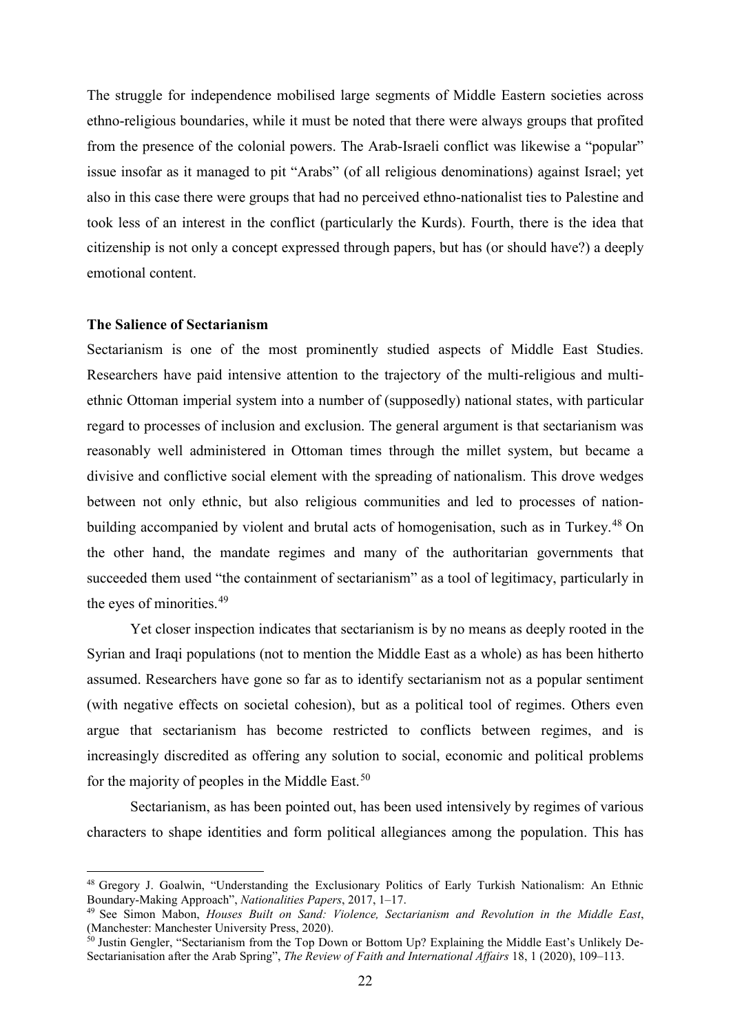The struggle for independence mobilised large segments of Middle Eastern societies across ethno-religious boundaries, while it must be noted that there were always groups that profited from the presence of the colonial powers. The Arab-Israeli conflict was likewise a "popular" issue insofar as it managed to pit "Arabs" (of all religious denominations) against Israel; yet also in this case there were groups that had no perceived ethno-nationalist ties to Palestine and took less of an interest in the conflict (particularly the Kurds). Fourth, there is the idea that citizenship is not only a concept expressed through papers, but has (or should have?) a deeply emotional content.

**The Salience of Sectarianism**

Sectarianism is one of the most prominently studied aspects of Middle East Studies. Researchers have paid intensive attention to the trajectory of the multi-religious and multi-ethnic Ottoman imperial system into a number of (supposedly) national states, with particular regard to processes of inclusion and exclusion. The general argument is that sectarianism was reasonably well administered in Ottoman times through the millet system, but became a divisive and conflictive social element with the spreading of nationalism. This drove wedges between not only ethnic, but also religious communities and led to processes of nation-building accompanied by violent and brutal acts of homogenisation, such as in Turkey.[48] On the other hand, the mandate regimes and many of the authoritarian governments that succeeded them used "the containment of sectarianism" as a tool of legitimacy, particularly in the eyes of minorities.[49]

Yet closer inspection indicates that sectarianism is by no means as deeply rooted in the Syrian and Iraqi populations (not to mention the Middle East as a whole) as has been hitherto assumed. Researchers have gone so far as to identify sectarianism not as a popular sentiment (with negative effects on societal cohesion), but as a political tool of regimes. Others even argue that sectarianism has become restricted to conflicts between regimes, and is increasingly discredited as offering any solution to social, economic and political problems for the majority of peoples in the Middle East.[50]

Sectarianism, as has been pointed out, has been used intensively by regimes of various characters to shape identities and form political allegiances among the population. This has

---

[48] Gregory J. Goalwin, "Understanding the Exclusionary Politics of Early Turkish Nationalism: An Ethnic Boundary-Making Approach", *Nationalities Papers*, 2017, 1–17.

[49] See Simon Mabon, *Houses Built on Sand: Violence, Sectarianism and Revolution in the Middle East*, (Manchester: Manchester University Press, 2020).

[50] Justin Gengler, "Sectarianism from the Top Down or Bottom Up? Explaining the Middle East's Unlikely De-Sectarianisation after the Arab Spring", *The Review of Faith and International Affairs* 18, 1 (2020), 109–113.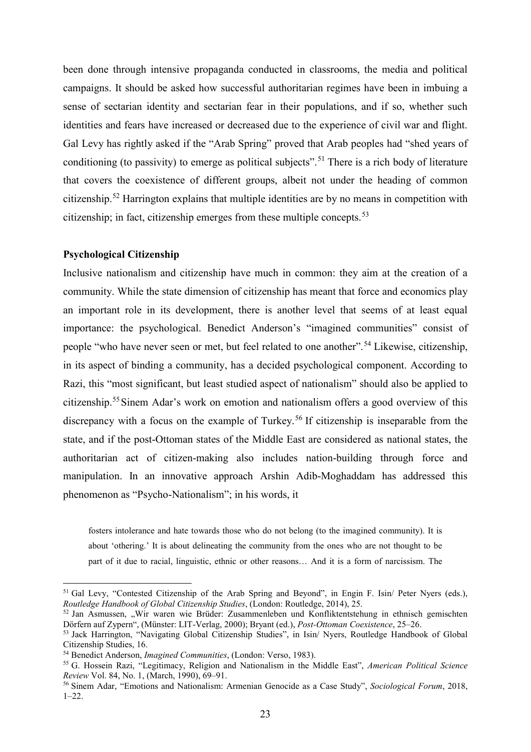been done through intensive propaganda conducted in classrooms, the media and political campaigns. It should be asked how successful authoritarian regimes have been in imbuing a sense of sectarian identity and sectarian fear in their populations, and if so, whether such identities and fears have increased or decreased due to the experience of civil war and flight. Gal Levy has rightly asked if the "Arab Spring" proved that Arab peoples had "shed years of conditioning (to passivity) to emerge as political subjects".[51] There is a rich body of literature that covers the coexistence of different groups, albeit not under the heading of common citizenship.[52] Harrington explains that multiple identities are by no means in competition with citizenship; in fact, citizenship emerges from these multiple concepts.[53]

**Psychological Citizenship**

Inclusive nationalism and citizenship have much in common: they aim at the creation of a community. While the state dimension of citizenship has meant that force and economics play an important role in its development, there is another level that seems of at least equal importance: the psychological. Benedict Anderson's "imagined communities" consist of people "who have never seen or met, but feel related to one another".[54] Likewise, citizenship, in its aspect of binding a community, has a decided psychological component. According to Razi, this "most significant, but least studied aspect of nationalism" should also be applied to citizenship.[55] Sinem Adar's work on emotion and nationalism offers a good overview of this discrepancy with a focus on the example of Turkey.[56] If citizenship is inseparable from the state, and if the post-Ottoman states of the Middle East are considered as national states, the authoritarian act of citizen-making also includes nation-building through force and manipulation. In an innovative approach Arshin Adib-Moghaddam has addressed this phenomenon as "Psycho-Nationalism"; in his words, it

> fosters intolerance and hate towards those who do not belong (to the imagined community). It is about 'othering.' It is about delineating the community from the ones who are not thought to be part of it due to racial, linguistic, ethnic or other reasons… And it is a form of narcissism. The

---

[51] Gal Levy, "Contested Citizenship of the Arab Spring and Beyond", in Engin F. Isin/ Peter Nyers (eds.), *Routledge Handbook of Global Citizenship Studies*, (London: Routledge, 2014), 25.

[52] Jan Asmussen, „Wir waren wie Brüder: Zusammenleben und Konfliktentstehung in ethnisch gemischten Dörfern auf Zypern", (Münster: LIT-Verlag, 2000); Bryant (ed.), *Post-Ottoman Coexistence*, 25–26.

[53] Jack Harrington, "Navigating Global Citizenship Studies", in Isin/ Nyers, Routledge Handbook of Global Citizenship Studies, 16.

[54] Benedict Anderson, *Imagined Communities*, (London: Verso, 1983).

[55] G. Hossein Razi, "Legitimacy, Religion and Nationalism in the Middle East", *American Political Science Review* Vol. 84, No. 1, (March, 1990), 69–91.

[56] Sinem Adar, "Emotions and Nationalism: Armenian Genocide as a Case Study", *Sociological Forum*, 2018, 1–22.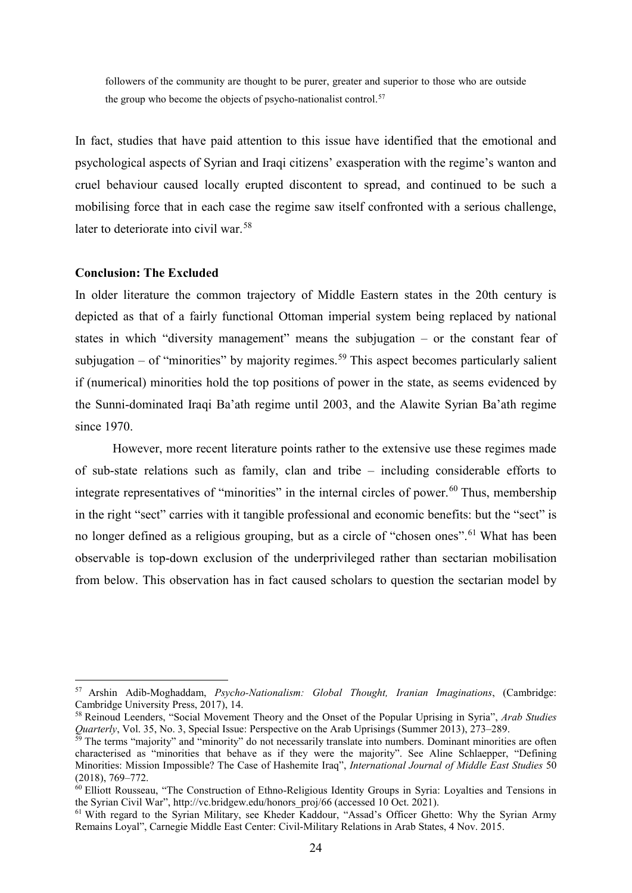> followers of the community are thought to be purer, greater and superior to those who are outside the group who become the objects of psycho-nationalist control.[57]

In fact, studies that have paid attention to this issue have identified that the emotional and psychological aspects of Syrian and Iraqi citizens' exasperation with the regime's wanton and cruel behaviour caused locally erupted discontent to spread, and continued to be such a mobilising force that in each case the regime saw itself confronted with a serious challenge, later to deteriorate into civil war.[58]

**Conclusion: The Excluded**

In older literature the common trajectory of Middle Eastern states in the 20th century is depicted as that of a fairly functional Ottoman imperial system being replaced by national states in which "diversity management" means the subjugation – or the constant fear of subjugation – of "minorities" by majority regimes.[59] This aspect becomes particularly salient if (numerical) minorities hold the top positions of power in the state, as seems evidenced by the Sunni-dominated Iraqi Ba'ath regime until 2003, and the Alawite Syrian Ba'ath regime since 1970.

However, more recent literature points rather to the extensive use these regimes made of sub-state relations such as family, clan and tribe – including considerable efforts to integrate representatives of "minorities" in the internal circles of power.[60] Thus, membership in the right "sect" carries with it tangible professional and economic benefits: but the "sect" is no longer defined as a religious grouping, but as a circle of "chosen ones".[61] What has been observable is top-down exclusion of the underprivileged rather than sectarian mobilisation from below. This observation has in fact caused scholars to question the sectarian model by

---

[57] Arshin Adib-Moghaddam, *Psycho-Nationalism: Global Thought, Iranian Imaginations*, (Cambridge: Cambridge University Press, 2017), 14.

[58] Reinoud Leenders, "Social Movement Theory and the Onset of the Popular Uprising in Syria", *Arab Studies Quarterly*, Vol. 35, No. 3, Special Issue: Perspective on the Arab Uprisings (Summer 2013), 273–289.

[59] The terms "majority" and "minority" do not necessarily translate into numbers. Dominant minorities are often characterised as "minorities that behave as if they were the majority". See Aline Schlaepper, "Defining Minorities: Mission Impossible? The Case of Hashemite Iraq", *International Journal of Middle East Studies* 50 (2018), 769–772.

[60] Elliott Rousseau, "The Construction of Ethno-Religious Identity Groups in Syria: Loyalties and Tensions in the Syrian Civil War", http://vc.bridgew.edu/honors_proj/66 (accessed 10 Oct. 2021).

[61] With regard to the Syrian Military, see Kheder Kaddour, "Assad's Officer Ghetto: Why the Syrian Army Remains Loyal", Carnegie Middle East Center: Civil-Military Relations in Arab States, 4 Nov. 2015.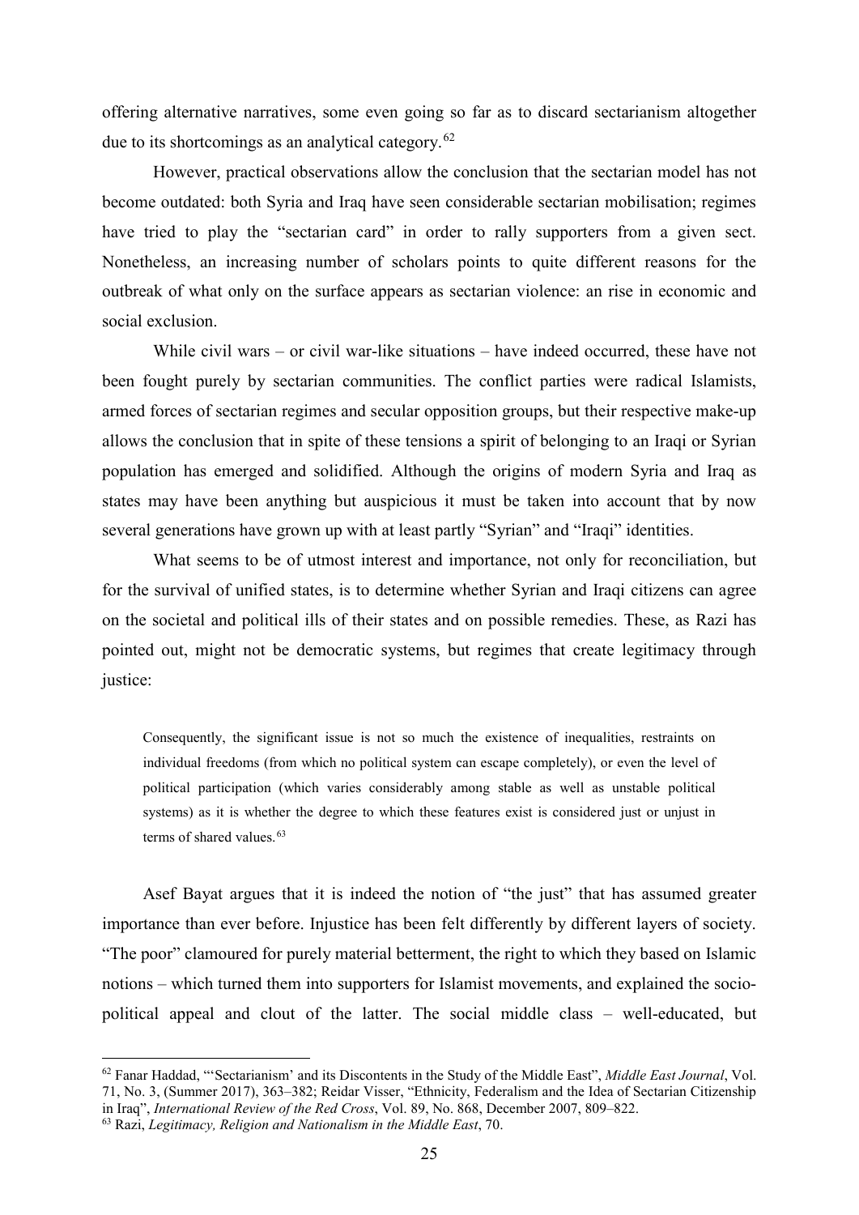offering alternative narratives, some even going so far as to discard sectarianism altogether due to its shortcomings as an analytical category.[62]

However, practical observations allow the conclusion that the sectarian model has not become outdated: both Syria and Iraq have seen considerable sectarian mobilisation; regimes have tried to play the "sectarian card" in order to rally supporters from a given sect. Nonetheless, an increasing number of scholars points to quite different reasons for the outbreak of what only on the surface appears as sectarian violence: an rise in economic and social exclusion.

While civil wars – or civil war-like situations – have indeed occurred, these have not been fought purely by sectarian communities. The conflict parties were radical Islamists, armed forces of sectarian regimes and secular opposition groups, but their respective make-up allows the conclusion that in spite of these tensions a spirit of belonging to an Iraqi or Syrian population has emerged and solidified. Although the origins of modern Syria and Iraq as states may have been anything but auspicious it must be taken into account that by now several generations have grown up with at least partly "Syrian" and "Iraqi" identities.

What seems to be of utmost interest and importance, not only for reconciliation, but for the survival of unified states, is to determine whether Syrian and Iraqi citizens can agree on the societal and political ills of their states and on possible remedies. These, as Razi has pointed out, might not be democratic systems, but regimes that create legitimacy through justice:

> Consequently, the significant issue is not so much the existence of inequalities, restraints on individual freedoms (from which no political system can escape completely), or even the level of political participation (which varies considerably among stable as well as unstable political systems) as it is whether the degree to which these features exist is considered just or unjust in terms of shared values.[63]

Asef Bayat argues that it is indeed the notion of "the just" that has assumed greater importance than ever before. Injustice has been felt differently by different layers of society. "The poor" clamoured for purely material betterment, the right to which they based on Islamic notions – which turned them into supporters for Islamist movements, and explained the socio-political appeal and clout of the latter. The social middle class – well-educated, but

[62] Fanar Haddad, "'Sectarianism' and its Discontents in the Study of the Middle East", *Middle East Journal*, Vol. 71, No. 3, (Summer 2017), 363–382; Reidar Visser, "Ethnicity, Federalism and the Idea of Sectarian Citizenship in Iraq", *International Review of the Red Cross*, Vol. 89, No. 868, December 2007, 809–822.

[63] Razi, *Legitimacy, Religion and Nationalism in the Middle East*, 70.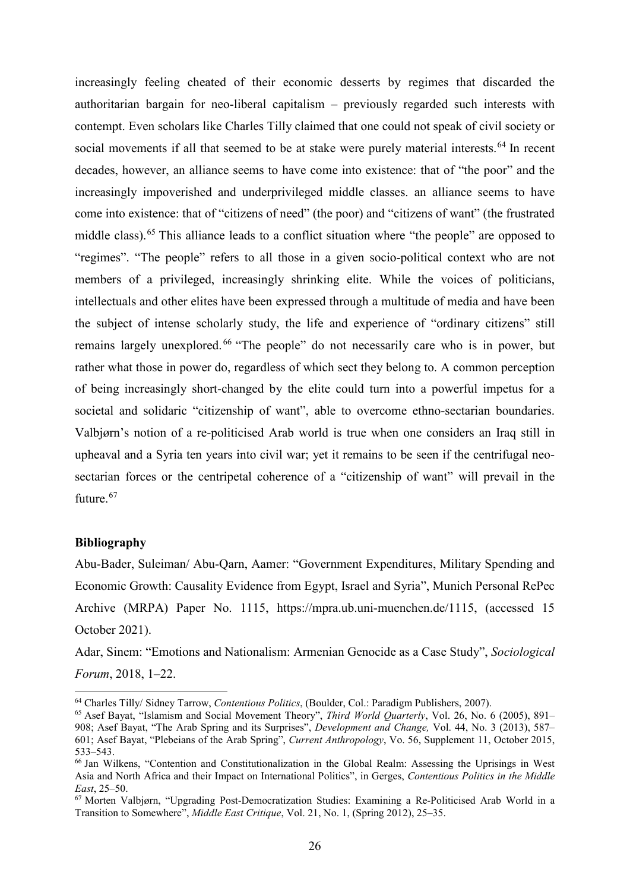increasingly feeling cheated of their economic desserts by regimes that discarded the authoritarian bargain for neo-liberal capitalism – previously regarded such interests with contempt. Even scholars like Charles Tilly claimed that one could not speak of civil society or social movements if all that seemed to be at stake were purely material interests.[64] In recent decades, however, an alliance seems to have come into existence: that of "the poor" and the increasingly impoverished and underprivileged middle classes. an alliance seems to have come into existence: that of "citizens of need" (the poor) and "citizens of want" (the frustrated middle class).[65] This alliance leads to a conflict situation where "the people" are opposed to "regimes". "The people" refers to all those in a given socio-political context who are not members of a privileged, increasingly shrinking elite. While the voices of politicians, intellectuals and other elites have been expressed through a multitude of media and have been the subject of intense scholarly study, the life and experience of "ordinary citizens" still remains largely unexplored.[66] "The people" do not necessarily care who is in power, but rather what those in power do, regardless of which sect they belong to. A common perception of being increasingly short-changed by the elite could turn into a powerful impetus for a societal and solidaric "citizenship of want", able to overcome ethno-sectarian boundaries. Valbjørn's notion of a re-politicised Arab world is true when one considers an Iraq still in upheaval and a Syria ten years into civil war; yet it remains to be seen if the centrifugal neo-sectarian forces or the centripetal coherence of a "citizenship of want" will prevail in the future.[67]

**Bibliography**

Abu-Bader, Suleiman/ Abu-Qarn, Aamer: "Government Expenditures, Military Spending and Economic Growth: Causality Evidence from Egypt, Israel and Syria", Munich Personal RePec Archive (MRPA) Paper No. 1115, https://mpra.ub.uni-muenchen.de/1115, (accessed 15 October 2021).

Adar, Sinem: "Emotions and Nationalism: Armenian Genocide as a Case Study", *Sociological Forum*, 2018, 1–22.

---

[64] Charles Tilly/ Sidney Tarrow, *Contentious Politics*, (Boulder, Col.: Paradigm Publishers, 2007).

[65] Asef Bayat, "Islamism and Social Movement Theory", *Third World Quarterly*, Vol. 26, No. 6 (2005), 891–908; Asef Bayat, "The Arab Spring and its Surprises", *Development and Change,* Vol. 44, No. 3 (2013), 587–601; Asef Bayat, "Plebeians of the Arab Spring", *Current Anthropology*, Vo. 56, Supplement 11, October 2015, 533–543.

[66] Jan Wilkens, "Contention and Constitutionalization in the Global Realm: Assessing the Uprisings in West Asia and North Africa and their Impact on International Politics", in Gerges, *Contentious Politics in the Middle East*, 25–50.

[67] Morten Valbjørn, "Upgrading Post-Democratization Studies: Examining a Re-Politicised Arab World in a Transition to Somewhere", *Middle East Critique*, Vol. 21, No. 1, (Spring 2012), 25–35.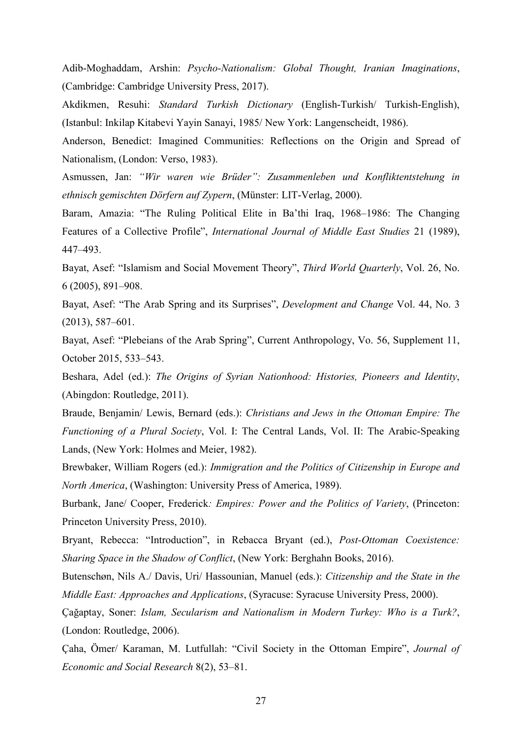Adib-Moghaddam, Arshin: *Psycho-Nationalism: Global Thought, Iranian Imaginations*, (Cambridge: Cambridge University Press, 2017).

Akdikmen, Resuhi: *Standard Turkish Dictionary* (English-Turkish/ Turkish-English), (Istanbul: Inkilap Kitabevi Yayin Sanayi, 1985/ New York: Langenscheidt, 1986).

Anderson, Benedict: Imagined Communities: Reflections on the Origin and Spread of Nationalism, (London: Verso, 1983).

Asmussen, Jan: *"Wir waren wie Brüder": Zusammenleben und Konfliktentstehung in ethnisch gemischten Dörfern auf Zypern*, (Münster: LIT-Verlag, 2000).

Baram, Amazia: "The Ruling Political Elite in Ba'thi Iraq, 1968–1986: The Changing Features of a Collective Profile", *International Journal of Middle East Studies* 21 (1989), 447–493.

Bayat, Asef: "Islamism and Social Movement Theory", *Third World Quarterly*, Vol. 26, No. 6 (2005), 891–908.

Bayat, Asef: "The Arab Spring and its Surprises", *Development and Change* Vol. 44, No. 3 (2013), 587–601.

Bayat, Asef: "Plebeians of the Arab Spring", Current Anthropology, Vo. 56, Supplement 11, October 2015, 533–543.

Beshara, Adel (ed.): *The Origins of Syrian Nationhood: Histories, Pioneers and Identity*, (Abingdon: Routledge, 2011).

Braude, Benjamin/ Lewis, Bernard (eds.): *Christians and Jews in the Ottoman Empire: The Functioning of a Plural Society*, Vol. I: The Central Lands, Vol. II: The Arabic-Speaking Lands, (New York: Holmes and Meier, 1982).

Brewbaker, William Rogers (ed.): *Immigration and the Politics of Citizenship in Europe and North America*, (Washington: University Press of America, 1989).

Burbank, Jane/ Cooper, Frederick*: Empires: Power and the Politics of Variety*, (Princeton: Princeton University Press, 2010).

Bryant, Rebecca: "Introduction", in Rebacca Bryant (ed.), *Post-Ottoman Coexistence: Sharing Space in the Shadow of Conflict*, (New York: Berghahn Books, 2016).

Butenschøn, Nils A./ Davis, Uri/ Hassounian, Manuel (eds.): *Citizenship and the State in the Middle East: Approaches and Applications*, (Syracuse: Syracuse University Press, 2000).

Çağaptay, Soner: *Islam, Secularism and Nationalism in Modern Turkey: Who is a Turk?*, (London: Routledge, 2006).

Çaha, Ömer/ Karaman, M. Lutfullah: "Civil Society in the Ottoman Empire", *Journal of Economic and Social Research* 8(2), 53–81.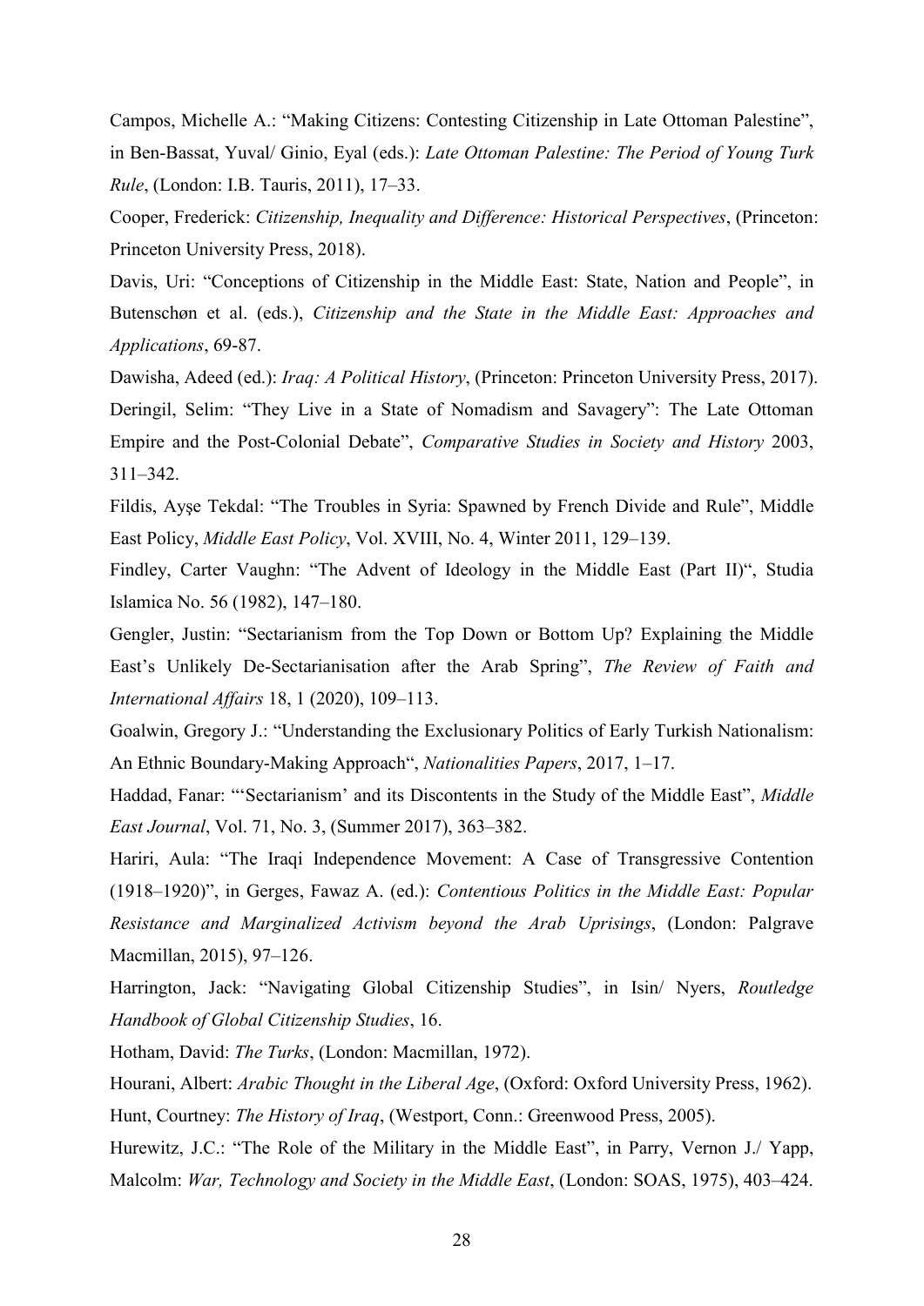Campos, Michelle A.: “Making Citizens: Contesting Citizenship in Late Ottoman Palestine”, in Ben-Bassat, Yuval/ Ginio, Eyal (eds.): *Late Ottoman Palestine: The Period of Young Turk Rule*, (London: I.B. Tauris, 2011), 17–33.

Cooper, Frederick: *Citizenship, Inequality and Difference: Historical Perspectives*, (Princeton: Princeton University Press, 2018).

Davis, Uri: “Conceptions of Citizenship in the Middle East: State, Nation and People”, in Butenschøn et al. (eds.), *Citizenship and the State in the Middle East: Approaches and Applications*, 69-87.

Dawisha, Adeed (ed.): *Iraq: A Political History*, (Princeton: Princeton University Press, 2017).

Deringil, Selim: “They Live in a State of Nomadism and Savagery”: The Late Ottoman Empire and the Post-Colonial Debate”, *Comparative Studies in Society and History* 2003, 311–342.

Fildis, Ayşe Tekdal: “The Troubles in Syria: Spawned by French Divide and Rule”, Middle East Policy, *Middle East Policy*, Vol. XVIII, No. 4, Winter 2011, 129–139.

Findley, Carter Vaughn: “The Advent of Ideology in the Middle East (Part II)“, Studia Islamica No. 56 (1982), 147–180.

Gengler, Justin: “Sectarianism from the Top Down or Bottom Up? Explaining the Middle East’s Unlikely De-Sectarianisation after the Arab Spring”, *The Review of Faith and International Affairs* 18, 1 (2020), 109–113.

Goalwin, Gregory J.: “Understanding the Exclusionary Politics of Early Turkish Nationalism: An Ethnic Boundary-Making Approach“, *Nationalities Papers*, 2017, 1–17.

Haddad, Fanar: “‘Sectarianism’ and its Discontents in the Study of the Middle East”, *Middle East Journal*, Vol. 71, No. 3, (Summer 2017), 363–382.

Hariri, Aula: “The Iraqi Independence Movement: A Case of Transgressive Contention (1918–1920)”, in Gerges, Fawaz A. (ed.): *Contentious Politics in the Middle East: Popular Resistance and Marginalized Activism beyond the Arab Uprisings*, (London: Palgrave Macmillan, 2015), 97–126.

Harrington, Jack: “Navigating Global Citizenship Studies”, in Isin/ Nyers, *Routledge Handbook of Global Citizenship Studies*, 16.

Hotham, David: *The Turks*, (London: Macmillan, 1972).

Hourani, Albert: *Arabic Thought in the Liberal Age*, (Oxford: Oxford University Press, 1962).

Hunt, Courtney: *The History of Iraq*, (Westport, Conn.: Greenwood Press, 2005).

Hurewitz, J.C.: “The Role of the Military in the Middle East”, in Parry, Vernon J./ Yapp, Malcolm: *War, Technology and Society in the Middle East*, (London: SOAS, 1975), 403–424.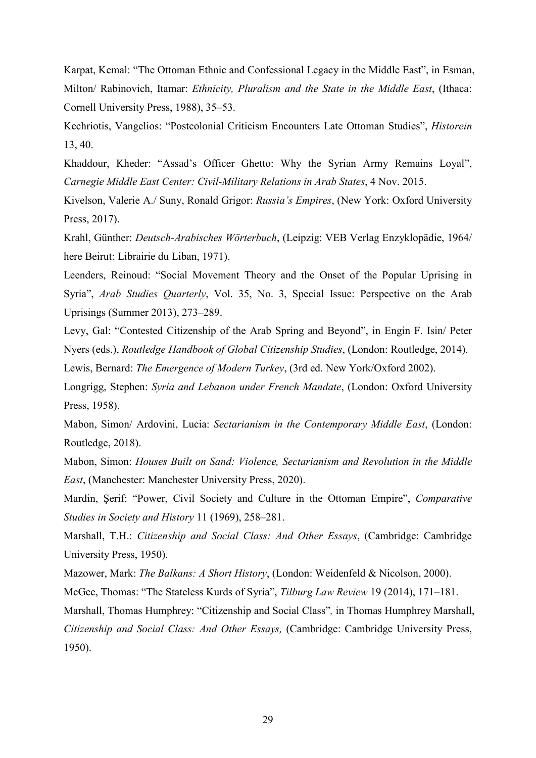Karpat, Kemal: “The Ottoman Ethnic and Confessional Legacy in the Middle East”, in Esman, Milton/ Rabinovich, Itamar: *Ethnicity, Pluralism and the State in the Middle East*, (Ithaca: Cornell University Press, 1988), 35–53.

Kechriotis, Vangelios: “Postcolonial Criticism Encounters Late Ottoman Studies”, *Historein* 13, 40.

Khaddour, Kheder: “Assad’s Officer Ghetto: Why the Syrian Army Remains Loyal”, *Carnegie Middle East Center: Civil-Military Relations in Arab States*, 4 Nov. 2015.

Kivelson, Valerie A./ Suny, Ronald Grigor: *Russia’s Empires*, (New York: Oxford University Press, 2017).

Krahl, Günther: *Deutsch-Arabisches Wörterbuch*, (Leipzig: VEB Verlag Enzyklopädie, 1964/ here Beirut: Librairie du Liban, 1971).

Leenders, Reinoud: “Social Movement Theory and the Onset of the Popular Uprising in Syria”, *Arab Studies Quarterly*, Vol. 35, No. 3, Special Issue: Perspective on the Arab Uprisings (Summer 2013), 273–289.

Levy, Gal: “Contested Citizenship of the Arab Spring and Beyond”, in Engin F. Isin/ Peter Nyers (eds.), *Routledge Handbook of Global Citizenship Studies*, (London: Routledge, 2014).

Lewis, Bernard: *The Emergence of Modern Turkey*, (3rd ed. New York/Oxford 2002).

Longrigg, Stephen: *Syria and Lebanon under French Mandate*, (London: Oxford University Press, 1958).

Mabon, Simon/ Ardovini, Lucia: *Sectarianism in the Contemporary Middle East*, (London: Routledge, 2018).

Mabon, Simon: *Houses Built on Sand: Violence, Sectarianism and Revolution in the Middle East*, (Manchester: Manchester University Press, 2020).

Mardin, Şerif: “Power, Civil Society and Culture in the Ottoman Empire”, *Comparative Studies in Society and History* 11 (1969), 258–281.

Marshall, T.H.: *Citizenship and Social Class: And Other Essays*, (Cambridge: Cambridge University Press, 1950).

Mazower, Mark: *The Balkans: A Short History*, (London: Weidenfeld & Nicolson, 2000).

McGee, Thomas: “The Stateless Kurds of Syria”, *Tilburg Law Review* 19 (2014), 171–181.

Marshall, Thomas Humphrey: “Citizenship and Social Class”*,* in Thomas Humphrey Marshall, *Citizenship and Social Class: And Other Essays,* (Cambridge: Cambridge University Press, 1950).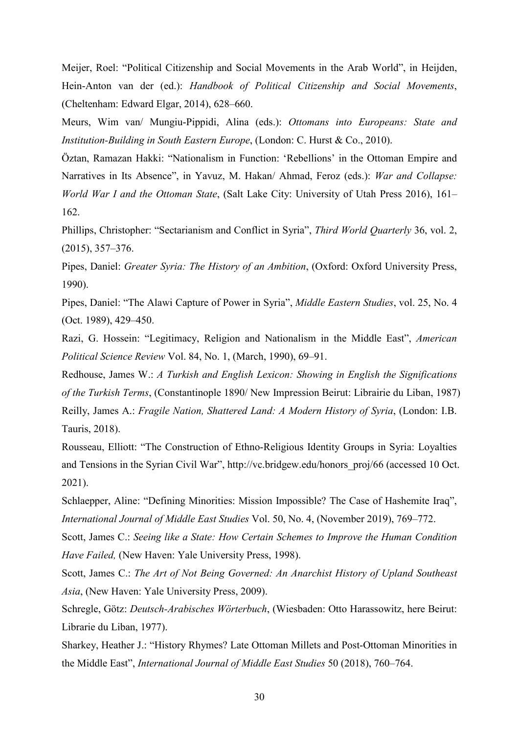Meijer, Roel: "Political Citizenship and Social Movements in the Arab World", in Heijden, Hein-Anton van der (ed.): *Handbook of Political Citizenship and Social Movements*, (Cheltenham: Edward Elgar, 2014), 628–660.

Meurs, Wim van/ Mungiu-Pippidi, Alina (eds.): *Ottomans into Europeans: State and Institution-Building in South Eastern Europe*, (London: C. Hurst & Co., 2010).

Öztan, Ramazan Hakki: "Nationalism in Function: 'Rebellions' in the Ottoman Empire and Narratives in Its Absence", in Yavuz, M. Hakan/ Ahmad, Feroz (eds.): *War and Collapse: World War I and the Ottoman State*, (Salt Lake City: University of Utah Press 2016), 161–162.

Phillips, Christopher: "Sectarianism and Conflict in Syria", *Third World Quarterly* 36, vol. 2, (2015), 357–376.

Pipes, Daniel: *Greater Syria: The History of an Ambition*, (Oxford: Oxford University Press, 1990).

Pipes, Daniel: "The Alawi Capture of Power in Syria", *Middle Eastern Studies*, vol. 25, No. 4 (Oct. 1989), 429–450.

Razi, G. Hossein: "Legitimacy, Religion and Nationalism in the Middle East", *American Political Science Review* Vol. 84, No. 1, (March, 1990), 69–91.

Redhouse, James W.: *A Turkish and English Lexicon: Showing in English the Significations of the Turkish Terms*, (Constantinople 1890/ New Impression Beirut: Librairie du Liban, 1987)

Reilly, James A.: *Fragile Nation, Shattered Land: A Modern History of Syria*, (London: I.B. Tauris, 2018).

Rousseau, Elliott: "The Construction of Ethno-Religious Identity Groups in Syria: Loyalties and Tensions in the Syrian Civil War", http://vc.bridgew.edu/honors_proj/66 (accessed 10 Oct. 2021).

Schlaepper, Aline: "Defining Minorities: Mission Impossible? The Case of Hashemite Iraq", *International Journal of Middle East Studies* Vol. 50, No. 4, (November 2019), 769–772.

Scott, James C.: *Seeing like a State: How Certain Schemes to Improve the Human Condition Have Failed,* (New Haven: Yale University Press, 1998).

Scott, James C.: *The Art of Not Being Governed: An Anarchist History of Upland Southeast Asia*, (New Haven: Yale University Press, 2009).

Schregle, Götz: *Deutsch-Arabisches Wörterbuch*, (Wiesbaden: Otto Harassowitz, here Beirut: Librarie du Liban, 1977).

Sharkey, Heather J.: "History Rhymes? Late Ottoman Millets and Post-Ottoman Minorities in the Middle East", *International Journal of Middle East Studies* 50 (2018), 760–764.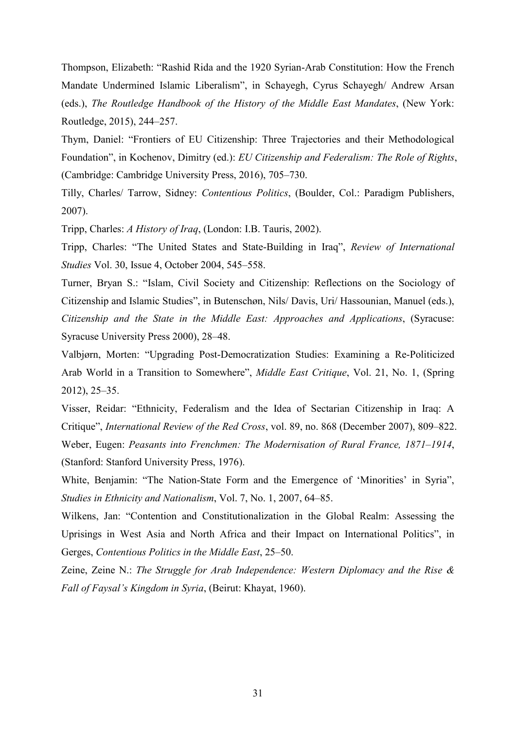Thompson, Elizabeth: "Rashid Rida and the 1920 Syrian-Arab Constitution: How the French Mandate Undermined Islamic Liberalism", in Schayegh, Cyrus Schayegh/ Andrew Arsan (eds.), *The Routledge Handbook of the History of the Middle East Mandates*, (New York: Routledge, 2015), 244–257.

Thym, Daniel: "Frontiers of EU Citizenship: Three Trajectories and their Methodological Foundation", in Kochenov, Dimitry (ed.): *EU Citizenship and Federalism: The Role of Rights*, (Cambridge: Cambridge University Press, 2016), 705–730.

Tilly, Charles/ Tarrow, Sidney: *Contentious Politics*, (Boulder, Col.: Paradigm Publishers, 2007).

Tripp, Charles: *A History of Iraq*, (London: I.B. Tauris, 2002).

Tripp, Charles: "The United States and State-Building in Iraq", *Review of International Studies* Vol. 30, Issue 4, October 2004, 545–558.

Turner, Bryan S.: "Islam, Civil Society and Citizenship: Reflections on the Sociology of Citizenship and Islamic Studies", in Butenschøn, Nils/ Davis, Uri/ Hassounian, Manuel (eds.), *Citizenship and the State in the Middle East: Approaches and Applications*, (Syracuse: Syracuse University Press 2000), 28–48.

Valbjørn, Morten: "Upgrading Post-Democratization Studies: Examining a Re-Politicized Arab World in a Transition to Somewhere", *Middle East Critique*, Vol. 21, No. 1, (Spring 2012), 25–35.

Visser, Reidar: "Ethnicity, Federalism and the Idea of Sectarian Citizenship in Iraq: A Critique", *International Review of the Red Cross*, vol. 89, no. 868 (December 2007), 809–822.

Weber, Eugen: *Peasants into Frenchmen: The Modernisation of Rural France, 1871–1914*, (Stanford: Stanford University Press, 1976).

White, Benjamin: "The Nation-State Form and the Emergence of 'Minorities' in Syria", *Studies in Ethnicity and Nationalism*, Vol. 7, No. 1, 2007, 64–85.

Wilkens, Jan: "Contention and Constitutionalization in the Global Realm: Assessing the Uprisings in West Asia and North Africa and their Impact on International Politics", in Gerges, *Contentious Politics in the Middle East*, 25–50.

Zeine, Zeine N.: *The Struggle for Arab Independence: Western Diplomacy and the Rise & Fall of Faysal's Kingdom in Syria*, (Beirut: Khayat, 1960).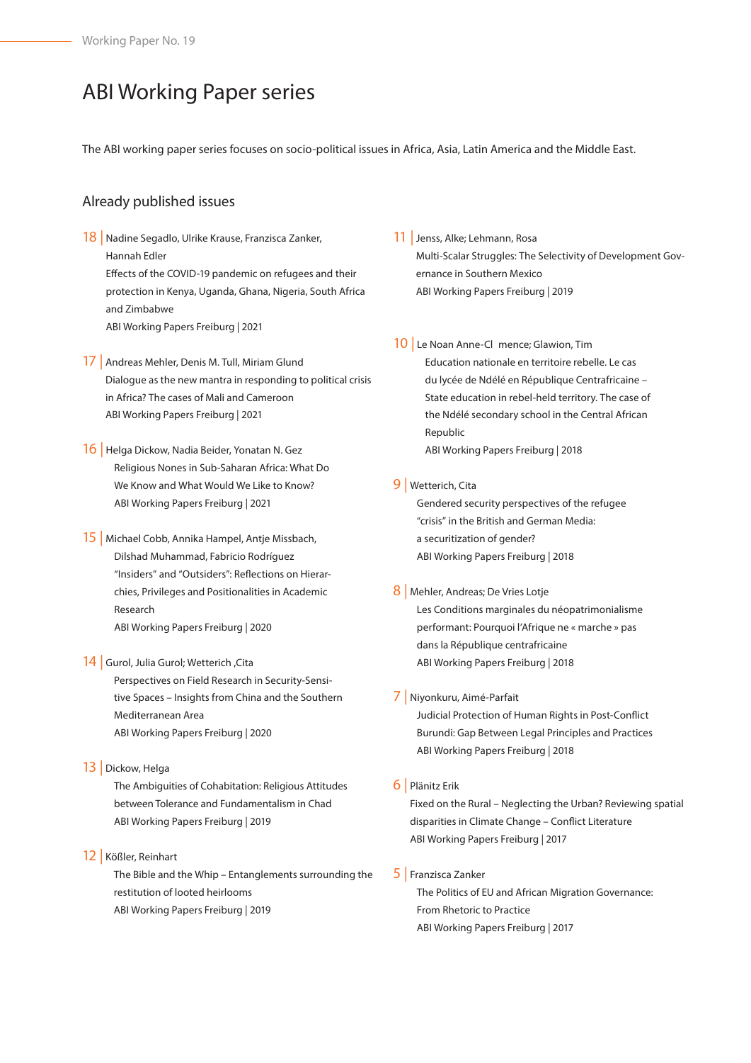# ABI Working Paper series

The ABI working paper series focuses on socio-political issues in Africa, Asia, Latin America and the Middle East.

## Already published issues

18 | Nadine Segadlo, Ulrike Krause, Franzisca Zanker, Hannah Edler
Effects of the COVID-19 pandemic on refugees and their protection in Kenya, Uganda, Ghana, Nigeria, South Africa and Zimbabwe
ABI Working Papers Freiburg | 2021

17 | Andreas Mehler, Denis M. Tull, Miriam Glund
Dialogue as the new mantra in responding to political crisis in Africa? The cases of Mali and Cameroon
ABI Working Papers Freiburg | 2021

16 | Helga Dickow, Nadia Beider, Yonatan N. Gez
Religious Nones in Sub-Saharan Africa: What Do We Know and What Would We Like to Know?
ABI Working Papers Freiburg | 2021

15 | Michael Cobb, Annika Hampel, Antje Missbach, Dilshad Muhammad, Fabricio Rodríguez
"Insiders" and "Outsiders": Reflections on Hierarchies, Privileges and Positionalities in Academic Research
ABI Working Papers Freiburg | 2020

14 | Gurol, Julia Gurol; Wetterich ,Cita
Perspectives on Field Research in Security-Sensitive Spaces – Insights from China and the Southern Mediterranean Area
ABI Working Papers Freiburg | 2020

13 | Dickow, Helga
The Ambiguities of Cohabitation: Religious Attitudes between Tolerance and Fundamentalism in Chad
ABI Working Papers Freiburg | 2019

12 | Kößler, Reinhart
The Bible and the Whip – Entanglements surrounding the restitution of looted heirlooms
ABI Working Papers Freiburg | 2019

11 | Jenss, Alke; Lehmann, Rosa
Multi-Scalar Struggles: The Selectivity of Development Governance in Southern Mexico
ABI Working Papers Freiburg | 2019

10 | Le Noan Anne-Cl mence; Glawion, Tim
Education nationale en territoire rebelle. Le cas du lycée de Ndélé en République Centrafricaine – State education in rebel-held territory. The case of the Ndélé secondary school in the Central African Republic
ABI Working Papers Freiburg | 2018

9 | Wetterich, Cita
Gendered security perspectives of the refugee "crisis" in the British and German Media: a securitization of gender?
ABI Working Papers Freiburg | 2018

8 | Mehler, Andreas; De Vries Lotje
Les Conditions marginales du néopatrimonialisme performant: Pourquoi l'Afrique ne « marche » pas dans la République centrafricaine
ABI Working Papers Freiburg | 2018

7 | Niyonkuru, Aimé-Parfait
Judicial Protection of Human Rights in Post-Conflict Burundi: Gap Between Legal Principles and Practices
ABI Working Papers Freiburg | 2018

6 | Plänitz Erik
Fixed on the Rural – Neglecting the Urban? Reviewing spatial disparities in Climate Change – Conflict Literature
ABI Working Papers Freiburg | 2017

5 | Franzisca Zanker
The Politics of EU and African Migration Governance: From Rhetoric to Practice
ABI Working Papers Freiburg | 2017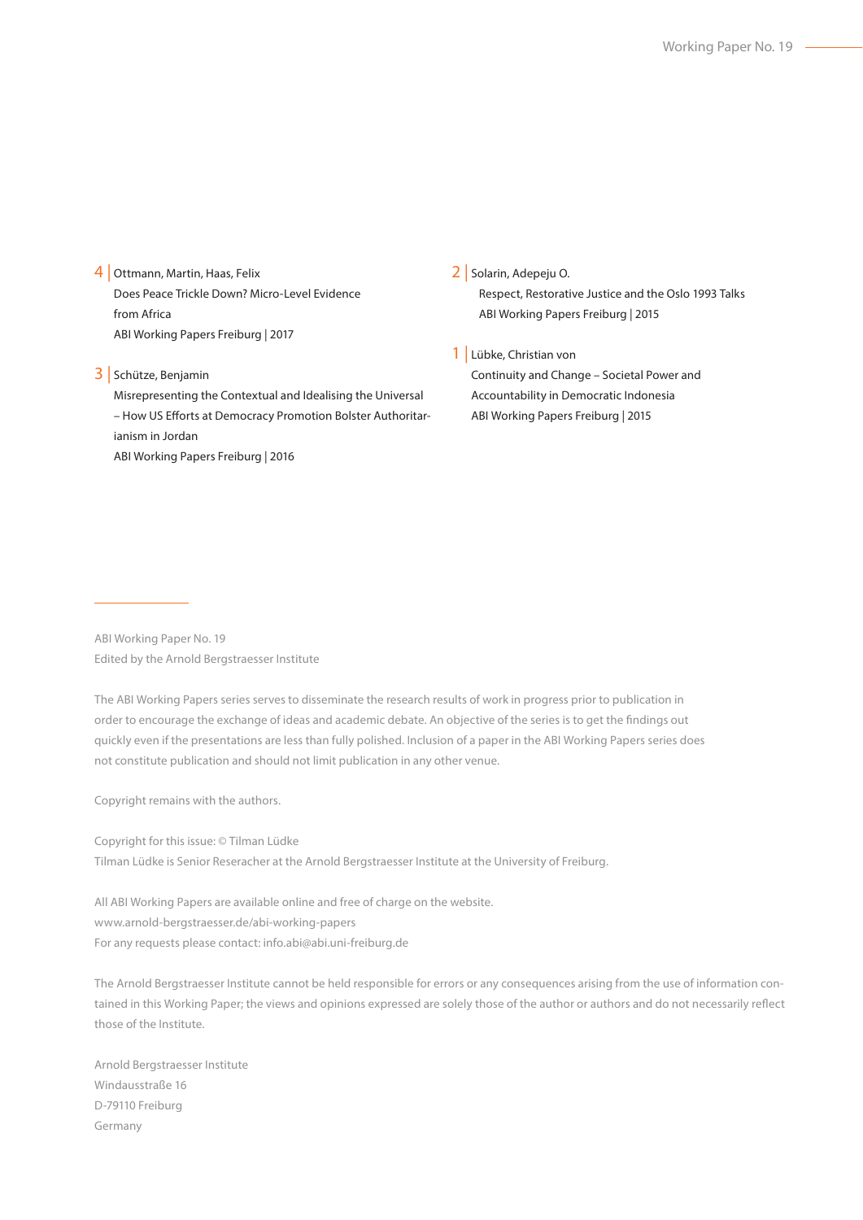4 | Ottmann, Martin, Haas, Felix
Does Peace Trickle Down? Micro-Level Evidence from Africa
ABI Working Papers Freiburg | 2017

3 | Schütze, Benjamin
Misrepresenting the Contextual and Idealising the Universal – How US Efforts at Democracy Promotion Bolster Authoritarianism in Jordan
ABI Working Papers Freiburg | 2016

2 | Solarin, Adepeju O.
Respect, Restorative Justice and the Oslo 1993 Talks
ABI Working Papers Freiburg | 2015

1 | Lübke, Christian von
Continuity and Change – Societal Power and Accountability in Democratic Indonesia
ABI Working Papers Freiburg | 2015

---

ABI Working Paper No. 19
Edited by the Arnold Bergstraesser Institute

The ABI Working Papers series serves to disseminate the research results of work in progress prior to publication in order to encourage the exchange of ideas and academic debate. An objective of the series is to get the findings out quickly even if the presentations are less than fully polished. Inclusion of a paper in the ABI Working Papers series does not constitute publication and should not limit publication in any other venue.

Copyright remains with the authors.

Copyright for this issue: © Tilman Lüdke
Tilman Lüdke is Senior Reseracher at the Arnold Bergstraesser Institute at the University of Freiburg.

All ABI Working Papers are available online and free of charge on the website.
www.arnold-bergstraesser.de/abi-working-papers
For any requests please contact: info.abi@abi.uni-freiburg.de

The Arnold Bergstraesser Institute cannot be held responsible for errors or any consequences arising from the use of information contained in this Working Paper; the views and opinions expressed are solely those of the author or authors and do not necessarily reflect those of the Institute.

Arnold Bergstraesser Institute
Windausstraße 16
D-79110 Freiburg
Germany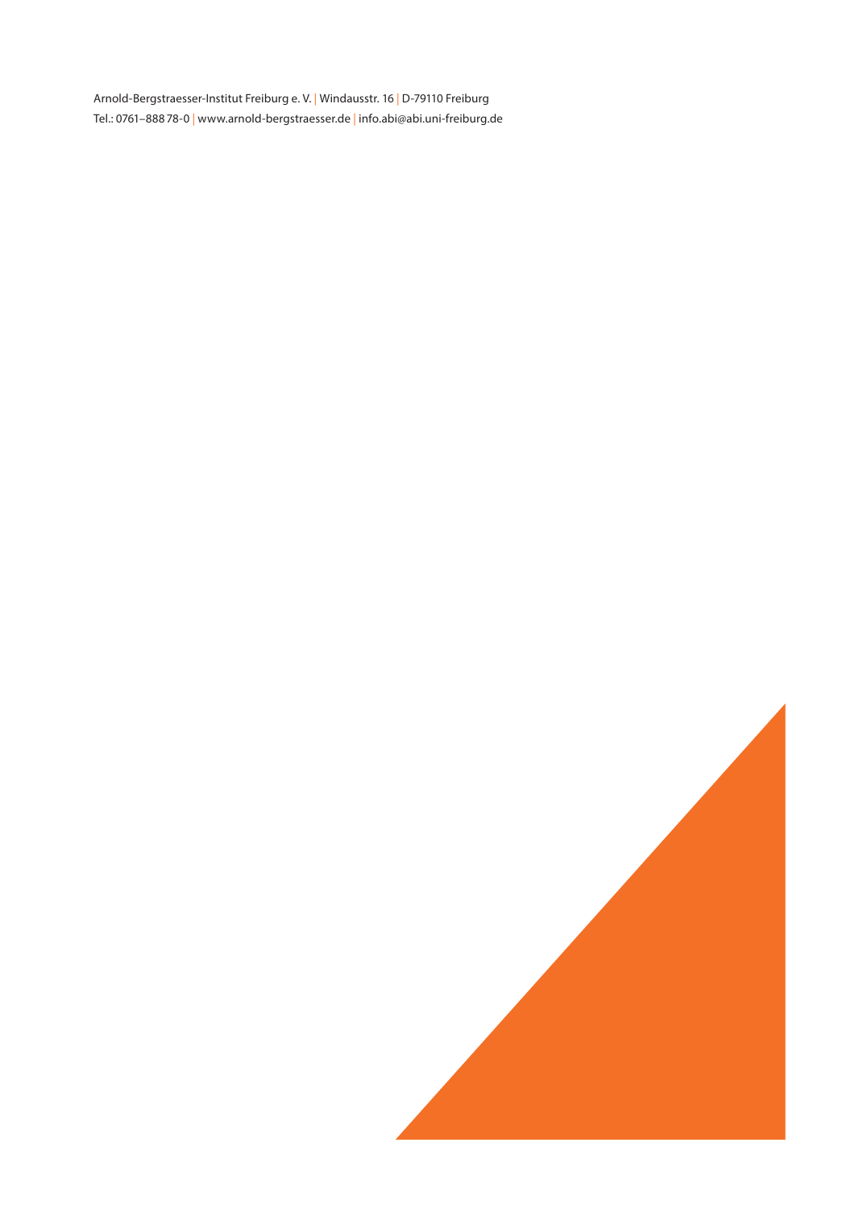Arnold-Bergstraesser-Institut Freiburg e. V. | Windausstr. 16 | D-79110 Freiburg
Tel.: 0761–888 78-0 | www.arnold-bergstraesser.de | info.abi@abi.uni-freiburg.de